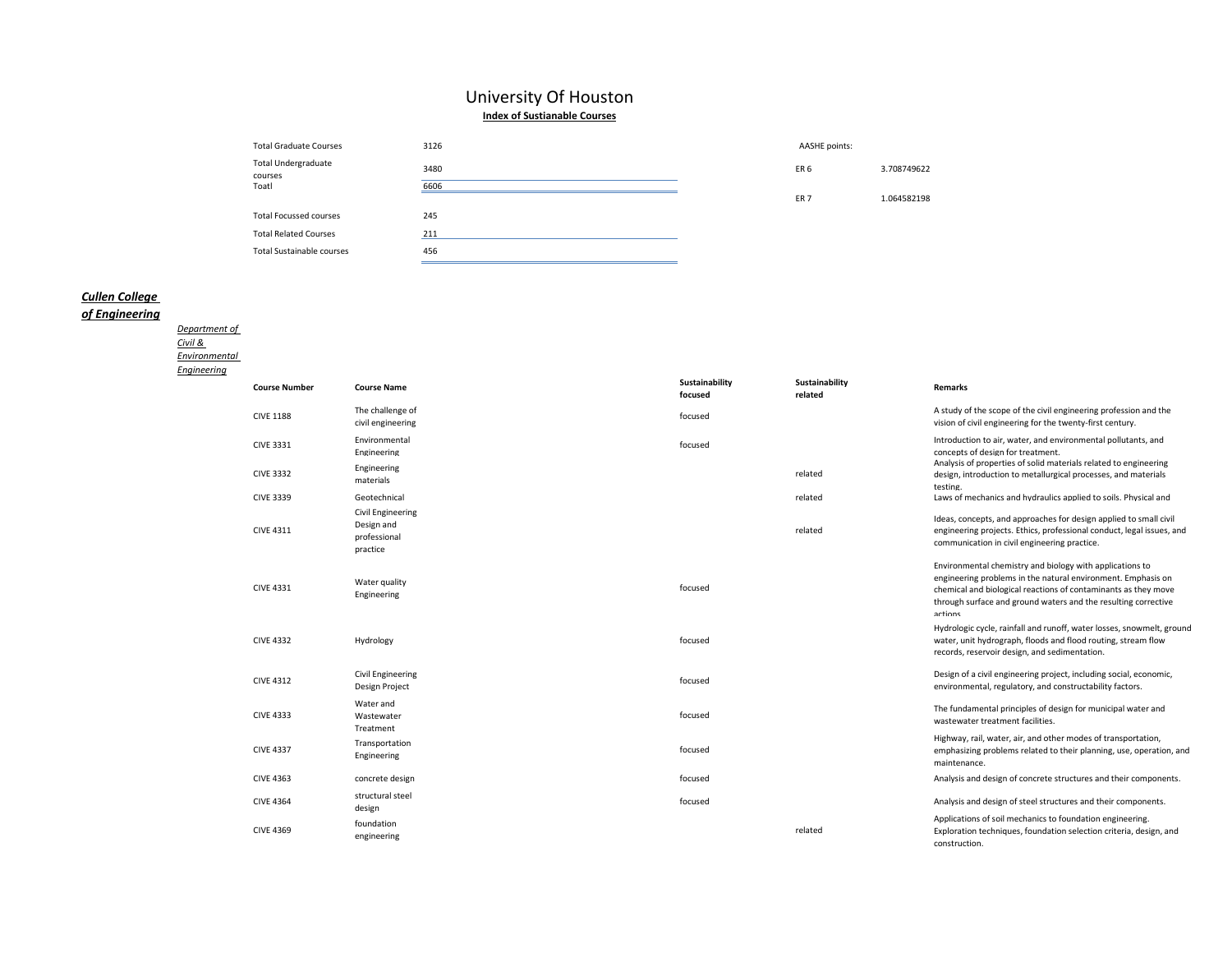# University Of Houston

**Index of Sustianable Courses**

| | | | |
|---|---|---|---|
| Total Graduate Courses | 3126 | AASHE points: | |
| Total Undergraduate courses | 3480 | ER 6 | 3.708749622 |
| Toatl | 6606 | ER 7 | 1.064582198 |
| Total Focussed courses | 245 | | |
| Total Related Courses | 211 | | |
| Total Sustainable courses | 456 | | |

***Cullen College of Engineering***

*Department of Civil & Environmental Engineering*

| Course Number | Course Name | Sustainability focused | Sustainability related | Remarks |
|---|---|---|---|---|
| CIVE 1188 | The challenge of civil engineering | focused | | A study of the scope of the civil engineering profession and the vision of civil engineering for the twenty-first century. |
| CIVE 3331 | Environmental Engineering | focused | | Introduction to air, water, and environmental pollutants, and concepts of design for treatment. |
| CIVE 3332 | Engineering materials | | related | Analysis of properties of solid materials related to engineering design, introduction to metallurgical processes, and materials testing. |
| CIVE 3339 | Geotechnical | | related | Laws of mechanics and hydraulics applied to soils. Physical and |
| CIVE 4311 | Civil Engineering Design and professional practice | | related | Ideas, concepts, and approaches for design applied to small civil engineering projects. Ethics, professional conduct, legal issues, and communication in civil engineering practice. |
| CIVE 4331 | Water quality Engineering | focused | | Environmental chemistry and biology with applications to engineering problems in the natural environment. Emphasis on chemical and biological reactions of contaminants as they move through surface and ground waters and the resulting corrective actions |
| CIVE 4332 | Hydrology | focused | | Hydrologic cycle, rainfall and runoff, water losses, snowmelt, ground water, unit hydrograph, floods and flood routing, stream flow records, reservoir design, and sedimentation. |
| CIVE 4312 | Civil Engineering Design Project | focused | | Design of a civil engineering project, including social, economic, environmental, regulatory, and constructability factors. |
| CIVE 4333 | Water and Wastewater Treatment | focused | | The fundamental principles of design for municipal water and wastewater treatment facilities. |
| CIVE 4337 | Transportation Engineering | focused | | Highway, rail, water, air, and other modes of transportation, emphasizing problems related to their planning, use, operation, and maintenance. |
| CIVE 4363 | concrete design | focused | | Analysis and design of concrete structures and their components. |
| CIVE 4364 | structural steel design | focused | | Analysis and design of steel structures and their components. |
| CIVE 4369 | foundation engineering | | related | Applications of soil mechanics to foundation engineering. Exploration techniques, foundation selection criteria, design, and construction. |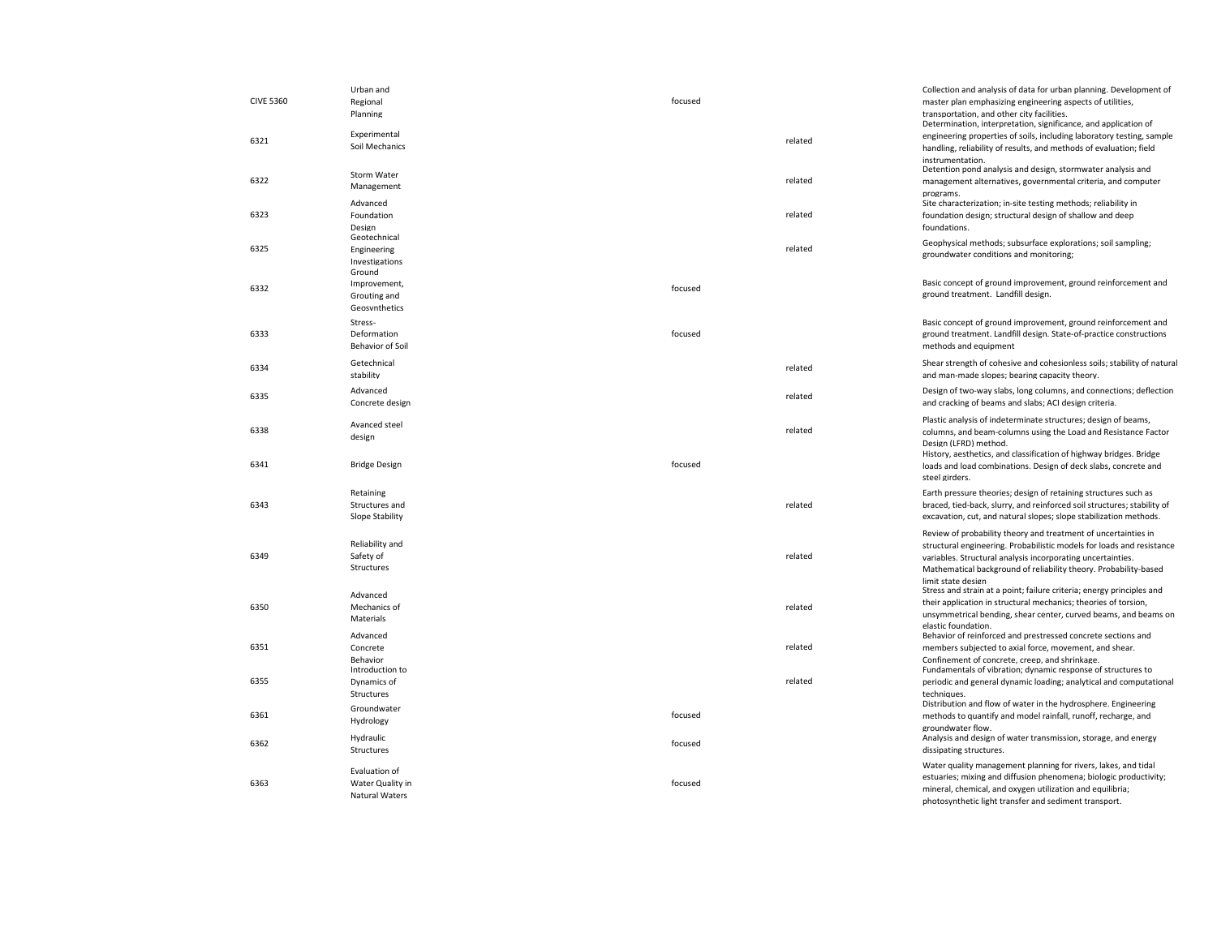| | | | | |
|---|---|---|---|---|
| CIVE 5360 | Urban and Regional Planning | focused | | Collection and analysis of data for urban planning. Development of master plan emphasizing engineering aspects of utilities, transportation, and other city facilities. |
| 6321 | Experimental Soil Mechanics | | related | Determination, interpretation, significance, and application of engineering properties of soils, including laboratory testing, sample handling, reliability of results, and methods of evaluation; field instrumentation. |
| 6322 | Storm Water Management | | related | Detention pond analysis and design, stormwater analysis and management alternatives, governmental criteria, and computer programs. |
| 6323 | Advanced Foundation Design | | related | Site characterization; in-site testing methods; reliability in foundation design; structural design of shallow and deep foundations. |
| 6325 | Geotechnical Engineering Investigations | | related | Geophysical methods; subsurface explorations; soil sampling; groundwater conditions and monitoring; |
| 6332 | Ground Improvement, Grouting and Geosynthetics | focused | | Basic concept of ground improvement, ground reinforcement and ground treatment. Landfill design. |
| 6333 | Stress-Deformation Behavior of Soil | focused | | Basic concept of ground improvement, ground reinforcement and ground treatment. Landfill design. State-of-practice constructions methods and equipment |
| 6334 | Getechnical stability | | related | Shear strength of cohesive and cohesionless soils; stability of natural and man-made slopes; bearing capacity theory. |
| 6335 | Advanced Concrete design | | related | Design of two-way slabs, long columns, and connections; deflection and cracking of beams and slabs; ACI design criteria. |
| 6338 | Avanced steel design | | related | Plastic analysis of indeterminate structures; design of beams, columns, and beam-columns using the Load and Resistance Factor Design (LFRD) method. |
| 6341 | Bridge Design | focused | | History, aesthetics, and classification of highway bridges. Bridge loads and load combinations. Design of deck slabs, concrete and steel girders. |
| 6343 | Retaining Structures and Slope Stability | | related | Earth pressure theories; design of retaining structures such as braced, tied-back, slurry, and reinforced soil structures; stability of excavation, cut, and natural slopes; slope stabilization methods. |
| 6349 | Reliability and Safety of Structures | | related | Review of probability theory and treatment of uncertainties in structural engineering. Probabilistic models for loads and resistance variables. Structural analysis incorporating uncertainties. Mathematical background of reliability theory. Probability-based limit state design |
| 6350 | Advanced Mechanics of Materials | | related | Stress and strain at a point; failure criteria; energy principles and their application in structural mechanics; theories of torsion, unsymmetrical bending, shear center, curved beams, and beams on elastic foundation. |
| 6351 | Advanced Concrete Behavior | | related | Behavior of reinforced and prestressed concrete sections and members subjected to axial force, movement, and shear. Confinement of concrete, creep, and shrinkage. |
| 6355 | Introduction to Dynamics of Structures | | related | Fundamentals of vibration; dynamic response of structures to periodic and general dynamic loading; analytical and computational techniques. |
| 6361 | Groundwater Hydrology | focused | | Distribution and flow of water in the hydrosphere. Engineering methods to quantify and model rainfall, runoff, recharge, and groundwater flow. |
| 6362 | Hydraulic Structures | focused | | Analysis and design of water transmission, storage, and energy dissipating structures. |
| 6363 | Evaluation of Water Quality in Natural Waters | focused | | Water quality management planning for rivers, lakes, and tidal estuaries; mixing and diffusion phenomena; biologic productivity; mineral, chemical, and oxygen utilization and equilibria; photosynthetic light transfer and sediment transport. |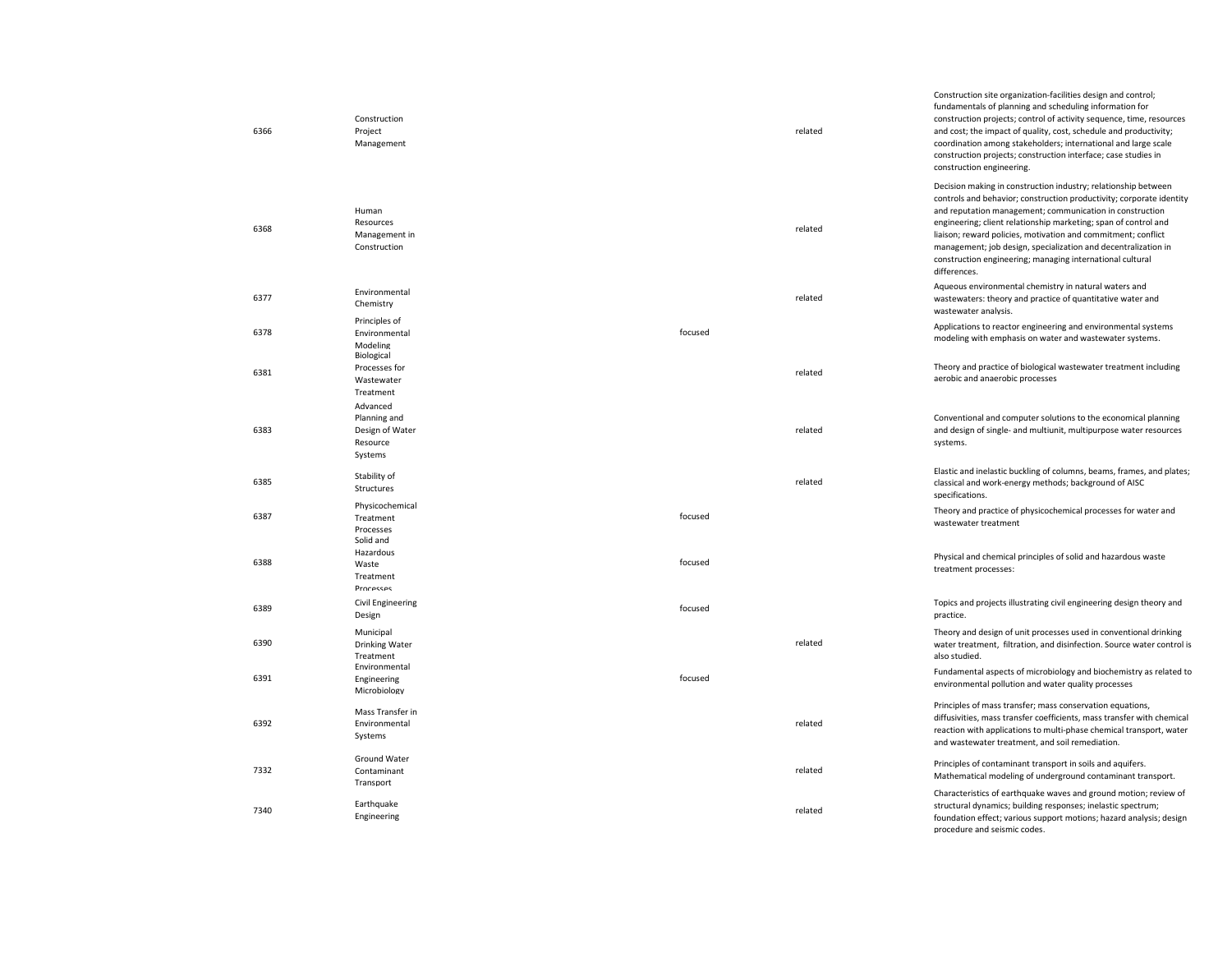| | | | | |
|---|---|---|---|---|
| 6366 | Construction Project Management | | related | Construction site organization-facilities design and control; fundamentals of planning and scheduling information for construction projects; control of activity sequence, time, resources and cost; the impact of quality, cost, schedule and productivity; coordination among stakeholders; international and large scale construction projects; construction interface; case studies in construction engineering. |
| 6368 | Human Resources Management in Construction | | related | Decision making in construction industry; relationship between controls and behavior; construction productivity; corporate identity and reputation management; communication in construction engineering; client relationship marketing; span of control and liaison; reward policies, motivation and commitment; conflict management; job design, specialization and decentralization in construction engineering; managing international cultural differences. |
| 6377 | Environmental Chemistry | | related | Aqueous environmental chemistry in natural waters and wastewaters: theory and practice of quantitative water and wastewater analysis. |
| 6378 | Principles of Environmental Modeling | focused | | Applications to reactor engineering and environmental systems modeling with emphasis on water and wastewater systems. |
| 6381 | Biological Processes for Wastewater Treatment | | related | Theory and practice of biological wastewater treatment including aerobic and anaerobic processes |
| 6383 | Advanced Planning and Design of Water Resource Systems | | related | Conventional and computer solutions to the economical planning and design of single- and multiunit, multipurpose water resources systems. |
| 6385 | Stability of Structures | | related | Elastic and inelastic buckling of columns, beams, frames, and plates; classical and work-energy methods; background of AISC specifications. |
| 6387 | Physicochemical Treatment Processes | focused | | Theory and practice of physicochemical processes for water and wastewater treatment |
| 6388 | Solid and Hazardous Waste Treatment Processes | focused | | Physical and chemical principles of solid and hazardous waste treatment processes: |
| 6389 | Civil Engineering Design | focused | | Topics and projects illustrating civil engineering design theory and practice. |
| 6390 | Municipal Drinking Water Treatment | | related | Theory and design of unit processes used in conventional drinking water treatment, filtration, and disinfection. Source water control is also studied. |
| 6391 | Environmental Engineering Microbiology | focused | | Fundamental aspects of microbiology and biochemistry as related to environmental pollution and water quality processes |
| 6392 | Mass Transfer in Environmental Systems | | related | Principles of mass transfer; mass conservation equations, diffusivities, mass transfer coefficients, mass transfer with chemical reaction with applications to multi-phase chemical transport, water and wastewater treatment, and soil remediation. |
| 7332 | Ground Water Contaminant Transport | | related | Principles of contaminant transport in soils and aquifers. Mathematical modeling of underground contaminant transport. |
| 7340 | Earthquake Engineering | | related | Characteristics of earthquake waves and ground motion; review of structural dynamics; building responses; inelastic spectrum; foundation effect; various support motions; hazard analysis; design procedure and seismic codes. |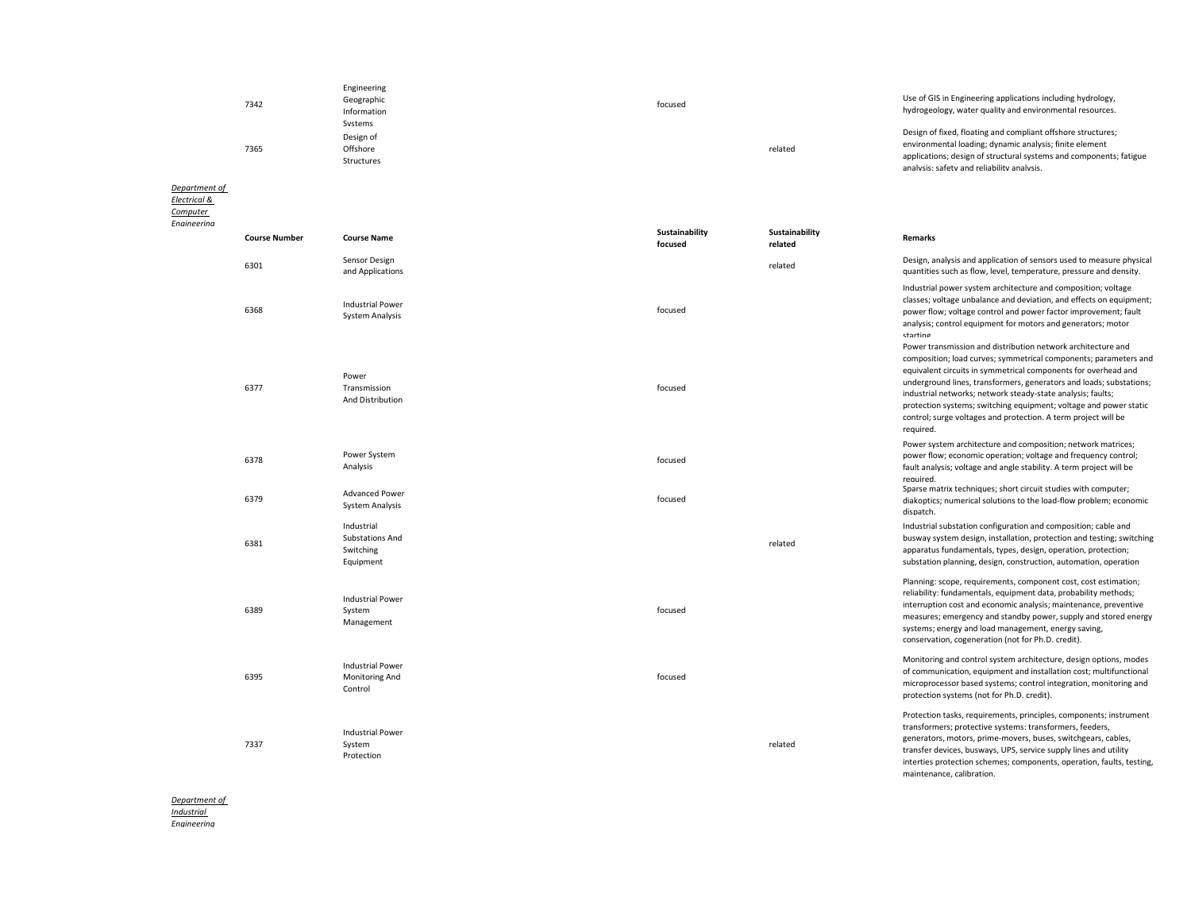| Course Number | Course Name | Sustainability focused | Sustainability related | Remarks |
|---|---|---|---|---|
| 7342 | Engineering Geographic Information Systems | focused | | Use of GIS in Engineering applications including hydrology, hydrogeology, water quality and environmental resources. |
| 7365 | Design of Offshore Structures | | related | Design of fixed, floating and compliant offshore structures; environmental loading; dynamic analysis; finite element applications; design of structural systems and components; fatigue analysis; safety and reliability analysis. |

*Department of Electrical & Computer Engineering*

| Course Number | Course Name | Sustainability focused | Sustainability related | Remarks |
|---|---|---|---|---|
| 6301 | Sensor Design and Applications | | related | Design, analysis and application of sensors used to measure physical quantities such as flow, level, temperature, pressure and density. |
| 6368 | Industrial Power System Analysis | focused | | Industrial power system architecture and composition; voltage classes; voltage unbalance and deviation, and effects on equipment; power flow; voltage control and power factor improvement; fault analysis; control equipment for motors and generators; motor starting |
| 6377 | Power Transmission And Distribution | focused | | Power transmission and distribution network architecture and composition; load curves; symmetrical components; parameters and equivalent circuits in symmetrical components for overhead and underground lines, transformers, generators and loads; substations; industrial networks; network steady-state analysis; faults; protection systems; switching equipment; voltage and power static control; surge voltages and protection. A term project will be required. |
| 6378 | Power System Analysis | focused | | Power system architecture and composition; network matrices; power flow; economic operation; voltage and frequency control; fault analysis; voltage and angle stability. A term project will be required. |
| 6379 | Advanced Power System Analysis | focused | | Sparse matrix techniques; short circuit studies with computer; diakoptics; numerical solutions to the load-flow problem; economic dispatch. |
| 6381 | Industrial Substations And Switching Equipment | | related | Industrial substation configuration and composition; cable and busway system design, installation, protection and testing; switching apparatus fundamentals, types, design, operation, protection; substation planning, design, construction, automation, operation |
| 6389 | Industrial Power System Management | focused | | Planning: scope, requirements, component cost, cost estimation; reliability: fundamentals, equipment data, probability methods; interruption cost and economic analysis; maintenance, preventive measures; emergency and standby power, supply and stored energy systems; energy and load management, energy saving, conservation, cogeneration (not for Ph.D. credit). |
| 6395 | Industrial Power Monitoring And Control | focused | | Monitoring and control system architecture, design options, modes of communication, equipment and installation cost; multifunctional microprocessor based systems; control integration, monitoring and protection systems (not for Ph.D. credit). |
| 7337 | Industrial Power System Protection | | related | Protection tasks, requirements, principles, components; instrument transformers; protective systems: transformers, feeders, generators, motors, prime-movers, buses, switchgears, cables, transfer devices, busways, UPS, service supply lines and utility interties protection schemes; components, operation, faults, testing, maintenance, calibration. |

*Department of Industrial Engineering*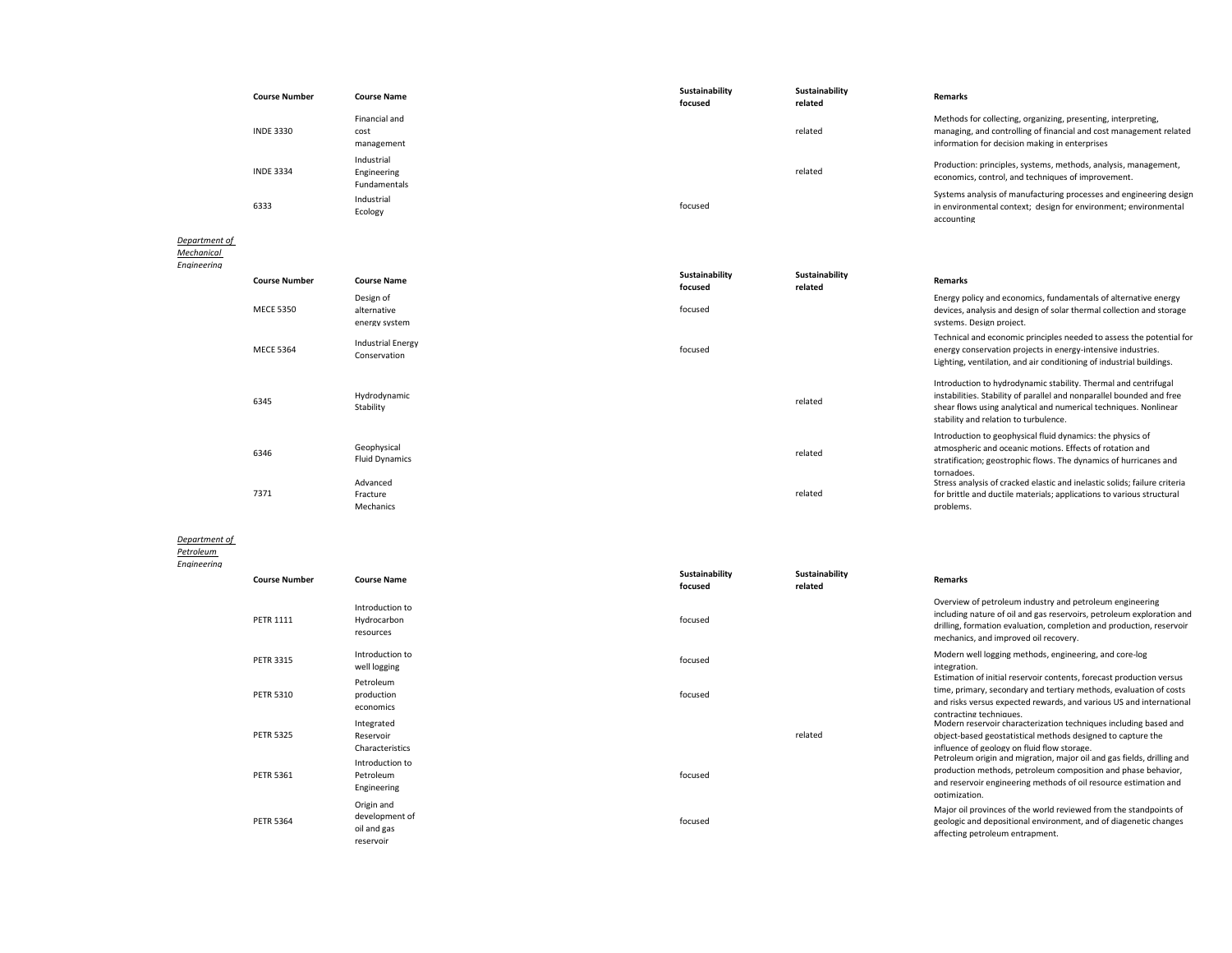| Course Number | Course Name | Sustainability focused | Sustainability related | Remarks |
|---|---|---|---|---|
| INDE 3330 | Financial and cost management | | related | Methods for collecting, organizing, presenting, interpreting, managing, and controlling of financial and cost management related information for decision making in enterprises |
| INDE 3334 | Industrial Engineering Fundamentals | | related | Production: principles, systems, methods, analysis, management, economics, control, and techniques of improvement. |
| 6333 | Industrial Ecology | focused | | Systems analysis of manufacturing processes and engineering design in environmental context; design for environment; environmental accounting |

*Department of Mechanical Engineering*

| Course Number | Course Name | Sustainability focused | Sustainability related | Remarks |
|---|---|---|---|---|
| MECE 5350 | Design of alternative energy system | focused | | Energy policy and economics, fundamentals of alternative energy devices, analysis and design of solar thermal collection and storage systems. Design project. |
| MECE 5364 | Industrial Energy Conservation | focused | | Technical and economic principles needed to assess the potential for energy conservation projects in energy-intensive industries. Lighting, ventilation, and air conditioning of industrial buildings. |
| 6345 | Hydrodynamic Stability | | related | Introduction to hydrodynamic stability. Thermal and centrifugal instabilities. Stability of parallel and nonparallel bounded and free shear flows using analytical and numerical techniques. Nonlinear stability and relation to turbulence. |
| 6346 | Geophysical Fluid Dynamics | | related | Introduction to geophysical fluid dynamics: the physics of atmospheric and oceanic motions. Effects of rotation and stratification; geostrophic flows. The dynamics of hurricanes and tornadoes. |
| 7371 | Advanced Fracture Mechanics | | related | Stress analysis of cracked elastic and inelastic solids; failure criteria for brittle and ductile materials; applications to various structural problems. |

*Department of Petroleum Engineering*

| Course Number | Course Name | Sustainability focused | Sustainability related | Remarks |
|---|---|---|---|---|
| PETR 1111 | Introduction to Hydrocarbon resources | focused | | Overview of petroleum industry and petroleum engineering including nature of oil and gas reservoirs, petroleum exploration and drilling, formation evaluation, completion and production, reservoir mechanics, and improved oil recovery. |
| PETR 3315 | Introduction to well logging | focused | | Modern well logging methods, engineering, and core-log integration. |
| PETR 5310 | Petroleum production economics | focused | | Estimation of initial reservoir contents, forecast production versus time, primary, secondary and tertiary methods, evaluation of costs and risks versus expected rewards, and various US and international contracting techniques. |
| PETR 5325 | Integrated Reservoir Characteristics | | related | Modern reservoir characterization techniques including based and object-based geostatistical methods designed to capture the influence of geology on fluid flow storage. |
| PETR 5361 | Introduction to Petroleum Engineering | focused | | Petroleum origin and migration, major oil and gas fields, drilling and production methods, petroleum composition and phase behavior, and reservoir engineering methods of oil resource estimation and optimization. |
| PETR 5364 | Origin and development of oil and gas reservoir | focused | | Major oil provinces of the world reviewed from the standpoints of geologic and depositional environment, and of diagenetic changes affecting petroleum entrapment. |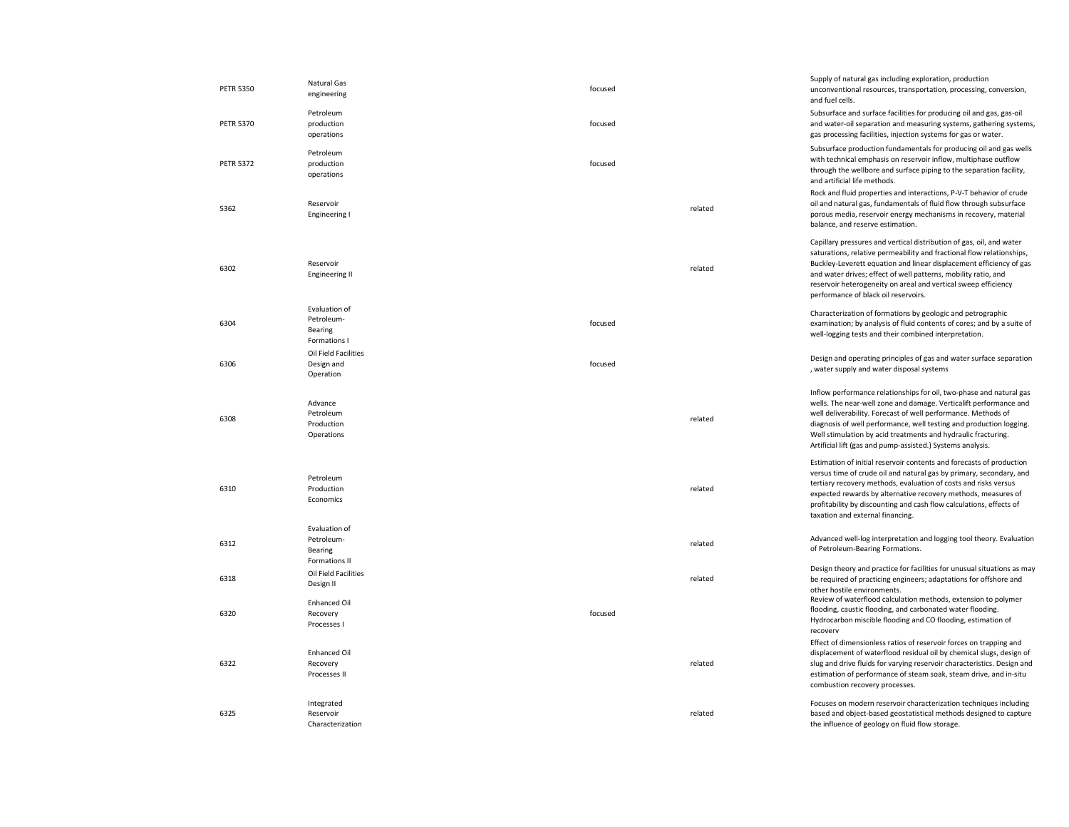| | | | | |
|---|---|---|---|---|
| PETR 5350 | Natural Gas engineering | focused | | Supply of natural gas including exploration, production unconventional resources, transportation, processing, conversion, and fuel cells. |
| PETR 5370 | Petroleum production operations | focused | | Subsurface and surface facilities for producing oil and gas, gas-oil and water-oil separation and measuring systems, gathering systems, gas processing facilities, injection systems for gas or water. |
| PETR 5372 | Petroleum production operations | focused | | Subsurface production fundamentals for producing oil and gas wells with technical emphasis on reservoir inflow, multiphase outflow through the wellbore and surface piping to the separation facility, and artificial life methods. |
| 5362 | Reservoir Engineering I | | related | Rock and fluid properties and interactions, P-V-T behavior of crude oil and natural gas, fundamentals of fluid flow through subsurface porous media, reservoir energy mechanisms in recovery, material balance, and reserve estimation. |
| 6302 | Reservoir Engineering II | | related | Capillary pressures and vertical distribution of gas, oil, and water saturations, relative permeability and fractional flow relationships, Buckley-Leverett equation and linear displacement efficiency of gas and water drives; effect of well patterns, mobility ratio, and reservoir heterogeneity on areal and vertical sweep efficiency performance of black oil reservoirs. |
| 6304 | Evaluation of Petroleum-Bearing Formations I | focused | | Characterization of formations by geologic and petrographic examination; by analysis of fluid contents of cores; and by a suite of well-logging tests and their combined interpretation. |
| 6306 | Oil Field Facilities Design and Operation | focused | | Design and operating principles of gas and water surface separation , water supply and water disposal systems |
| 6308 | Advance Petroleum Production Operations | | related | Inflow performance relationships for oil, two-phase and natural gas wells. The near-well zone and damage. Verticalift performance and well deliverability. Forecast of well performance. Methods of diagnosis of well performance, well testing and production logging. Well stimulation by acid treatments and hydraulic fracturing. Artificial lift (gas and pump-assisted.) Systems analysis. |
| 6310 | Petroleum Production Economics | | related | Estimation of initial reservoir contents and forecasts of production versus time of crude oil and natural gas by primary, secondary, and tertiary recovery methods, evaluation of costs and risks versus expected rewards by alternative recovery methods, measures of profitability by discounting and cash flow calculations, effects of taxation and external financing. |
| 6312 | Evaluation of Petroleum-Bearing Formations II | | related | Advanced well-log interpretation and logging tool theory. Evaluation of Petroleum-Bearing Formations. |
| 6318 | Oil Field Facilities Design II | | related | Design theory and practice for facilities for unusual situations as may be required of practicing engineers; adaptations for offshore and other hostile environments. |
| 6320 | Enhanced Oil Recovery Processes I | focused | | Review of waterflood calculation methods, extension to polymer flooding, caustic flooding, and carbonated water flooding. Hydrocarbon miscible flooding and CO flooding, estimation of recovery |
| 6322 | Enhanced Oil Recovery Processes II | | related | Effect of dimensionless ratios of reservoir forces on trapping and displacement of waterflood residual oil by chemical slugs, design of slug and drive fluids for varying reservoir characteristics. Design and estimation of performance of steam soak, steam drive, and in-situ combustion recovery processes. |
| 6325 | Integrated Reservoir Characterization | | related | Focuses on modern reservoir characterization techniques including based and object-based geostatistical methods designed to capture the influence of geology on fluid flow storage. |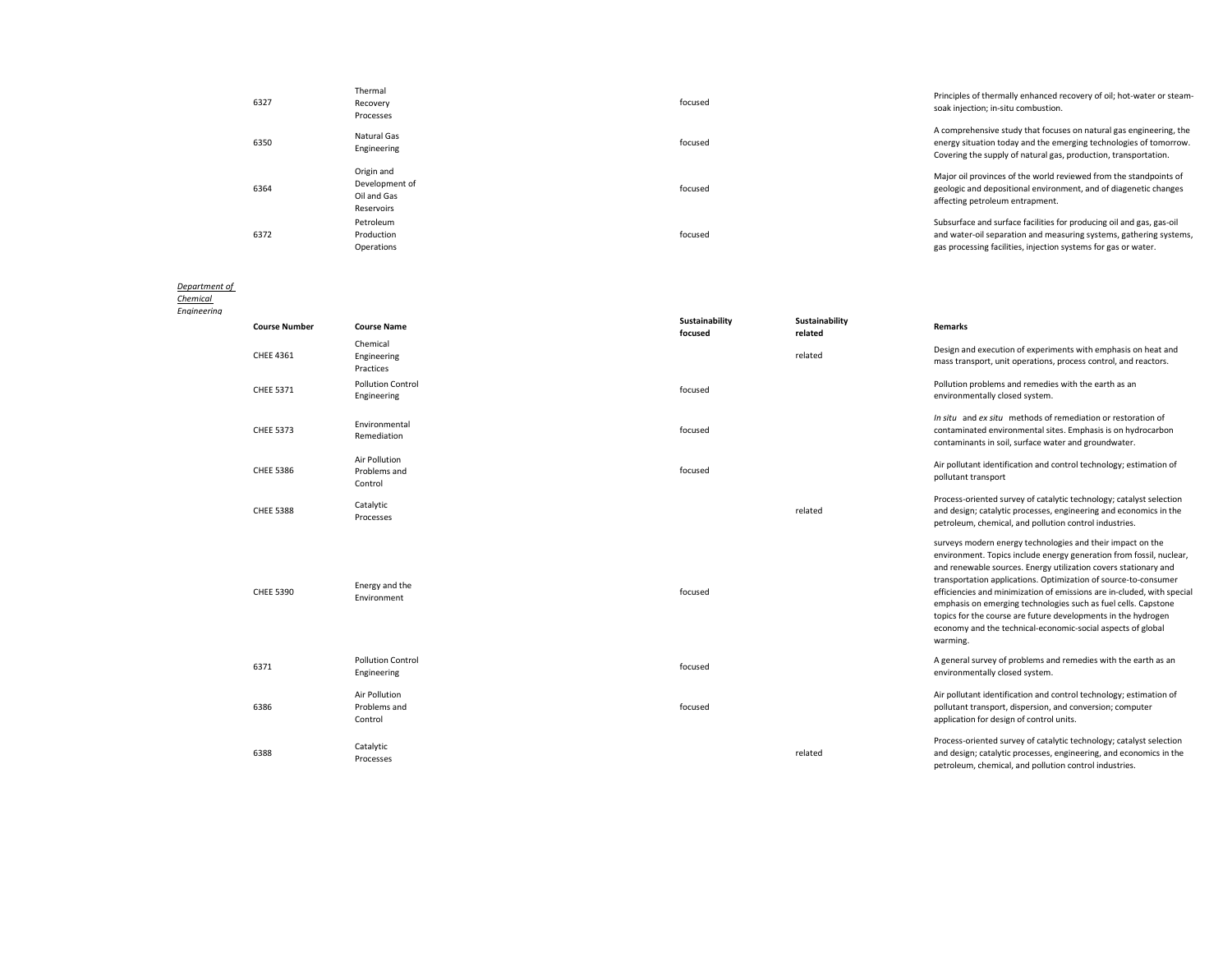| | | | | |
|---|---|---|---|---|
| 6327 | Thermal Recovery Processes | focused | | Principles of thermally enhanced recovery of oil; hot-water or steam-soak injection; in-situ combustion. |
| 6350 | Natural Gas Engineering | focused | | A comprehensive study that focuses on natural gas engineering, the energy situation today and the emerging technologies of tomorrow. Covering the supply of natural gas, production, transportation. |
| 6364 | Origin and Development of Oil and Gas Reservoirs | focused | | Major oil provinces of the world reviewed from the standpoints of geologic and depositional environment, and of diagenetic changes affecting petroleum entrapment. |
| 6372 | Petroleum Production Operations | focused | | Subsurface and surface facilities for producing oil and gas, gas-oil and water-oil separation and measuring systems, gathering systems, gas processing facilities, injection systems for gas or water. |

*Department of Chemical Engineering*

| Course Number | Course Name | Sustainability focused | Sustainability related | Remarks |
|---|---|---|---|---|
| CHEE 4361 | Chemical Engineering Practices | | related | Design and execution of experiments with emphasis on heat and mass transport, unit operations, process control, and reactors. |
| CHEE 5371 | Pollution Control Engineering | focused | | Pollution problems and remedies with the earth as an environmentally closed system. |
| CHEE 5373 | Environmental Remediation | focused | | *In situ* and *ex situ* methods of remediation or restoration of contaminated environmental sites. Emphasis is on hydrocarbon contaminants in soil, surface water and groundwater. |
| CHEE 5386 | Air Pollution Problems and Control | focused | | Air pollutant identification and control technology; estimation of pollutant transport |
| CHEE 5388 | Catalytic Processes | | related | Process-oriented survey of catalytic technology; catalyst selection and design; catalytic processes, engineering and economics in the petroleum, chemical, and pollution control industries. |
| CHEE 5390 | Energy and the Environment | focused | | surveys modern energy technologies and their impact on the environment. Topics include energy generation from fossil, nuclear, and renewable sources. Energy utilization covers stationary and transportation applications. Optimization of source-to-consumer efficiencies and minimization of emissions are in-cluded, with special emphasis on emerging technologies such as fuel cells. Capstone topics for the course are future developments in the hydrogen economy and the technical-economic-social aspects of global warming. |
| 6371 | Pollution Control Engineering | focused | | A general survey of problems and remedies with the earth as an environmentally closed system. |
| 6386 | Air Pollution Problems and Control | focused | | Air pollutant identification and control technology; estimation of pollutant transport, dispersion, and conversion; computer application for design of control units. |
| 6388 | Catalytic Processes | | related | Process-oriented survey of catalytic technology; catalyst selection and design; catalytic processes, engineering, and economics in the petroleum, chemical, and pollution control industries. |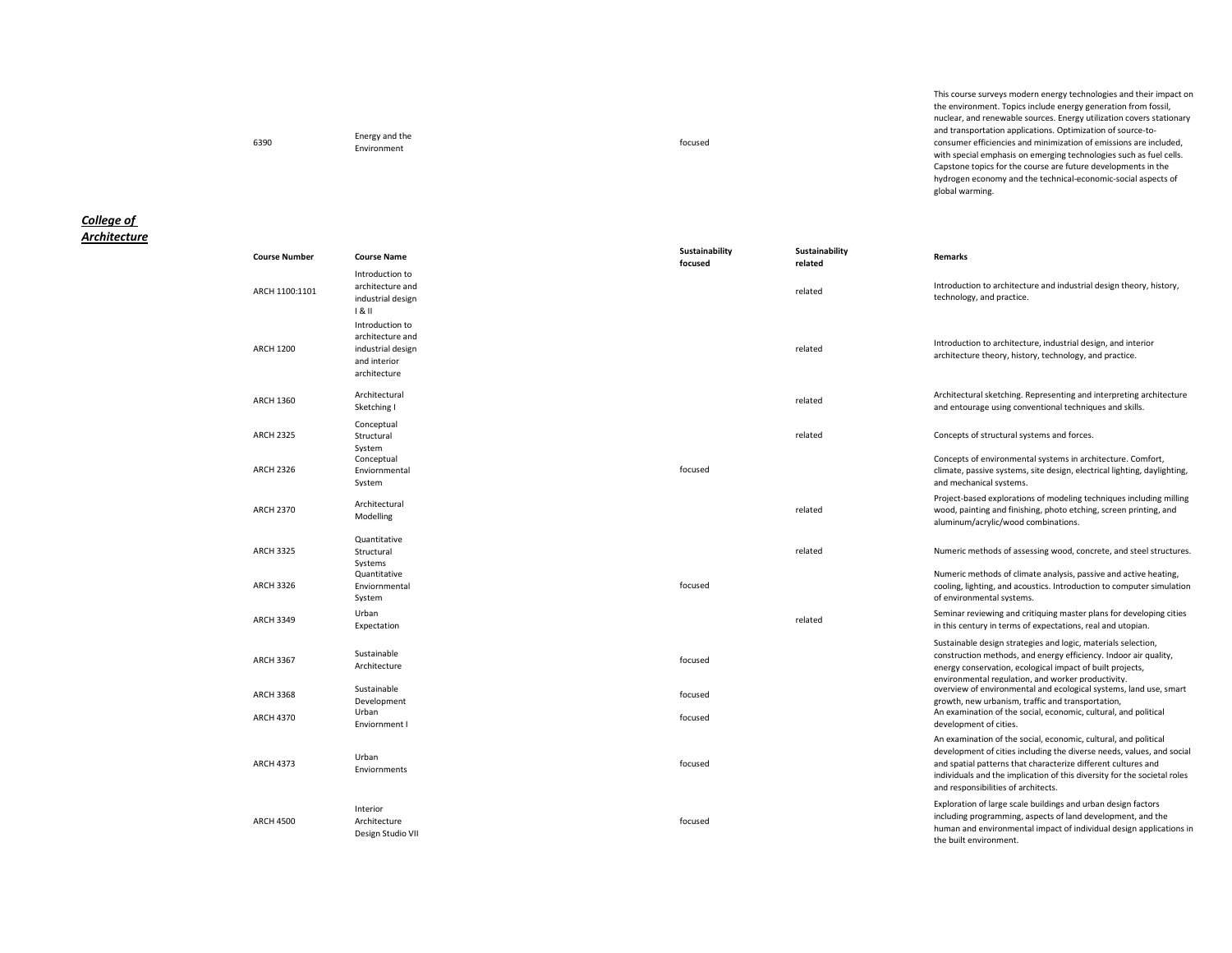| | | | | |
|---|---|---|---|---|
| 6390 | Energy and the Environment | focused | | This course surveys modern energy technologies and their impact on the environment. Topics include energy generation from fossil, nuclear, and renewable sources. Energy utilization covers stationary and transportation applications. Optimization of source-to-consumer efficiencies and minimization of emissions are included, with special emphasis on emerging technologies such as fuel cells. Capstone topics for the course are future developments in the hydrogen economy and the technical-economic-social aspects of global warming. |

***College of Architecture***

| Course Number | Course Name | Sustainability focused | Sustainability related | Remarks |
|---|---|---|---|---|
| ARCH 1100:1101 | Introduction to architecture and industrial design I & II | | related | Introduction to architecture and industrial design theory, history, technology, and practice. |
| ARCH 1200 | Introduction to architecture and industrial design and interior architecture | | related | Introduction to architecture, industrial design, and interior architecture theory, history, technology, and practice. |
| ARCH 1360 | Architectural Sketching I | | related | Architectural sketching. Representing and interpreting architecture and entourage using conventional techniques and skills. |
| ARCH 2325 | Conceptual Structural System | | related | Concepts of structural systems and forces. |
| ARCH 2326 | Conceptual Enviornmental System | focused | | Concepts of environmental systems in architecture. Comfort, climate, passive systems, site design, electrical lighting, daylighting, and mechanical systems. |
| ARCH 2370 | Architectural Modelling | | related | Project-based explorations of modeling techniques including milling wood, painting and finishing, photo etching, screen printing, and aluminum/acrylic/wood combinations. |
| ARCH 3325 | Quantitative Structural Systems | | related | Numeric methods of assessing wood, concrete, and steel structures. |
| ARCH 3326 | Quantitative Enviornmental System | focused | | Numeric methods of climate analysis, passive and active heating, cooling, lighting, and acoustics. Introduction to computer simulation of environmental systems. |
| ARCH 3349 | Urban Expectation | | related | Seminar reviewing and critiquing master plans for developing cities in this century in terms of expectations, real and utopian. |
| ARCH 3367 | Sustainable Architecture | focused | | Sustainable design strategies and logic, materials selection, construction methods, and energy efficiency. Indoor air quality, energy conservation, ecological impact of built projects, environmental regulation, and worker productivity. |
| ARCH 3368 | Sustainable Development | focused | | overview of environmental and ecological systems, land use, smart growth, new urbanism, traffic and transportation, |
| ARCH 4370 | Urban Enviornment I | focused | | An examination of the social, economic, cultural, and political development of cities. |
| ARCH 4373 | Urban Enviornments | focused | | An examination of the social, economic, cultural, and political development of cities including the diverse needs, values, and social and spatial patterns that characterize different cultures and individuals and the implication of this diversity for the societal roles and responsibilities of architects. |
| ARCH 4500 | Interior Architecture Design Studio VII | focused | | Exploration of large scale buildings and urban design factors including programming, aspects of land development, and the human and environmental impact of individual design applications in the built environment. |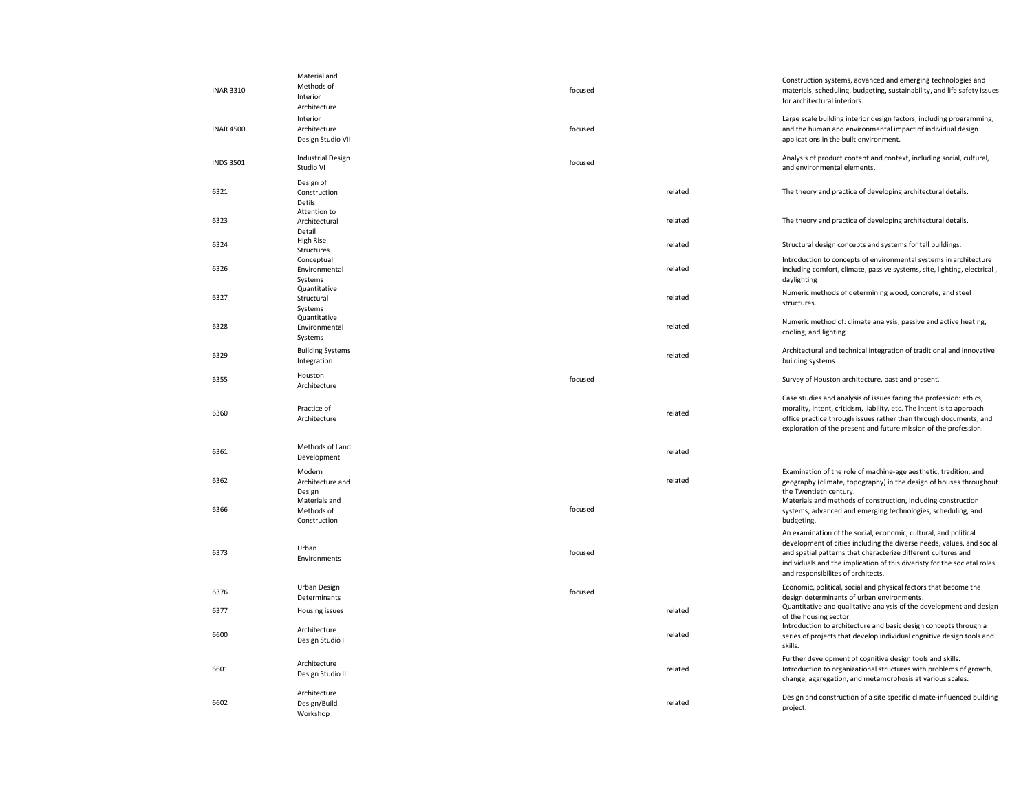| | | | | |
|---|---|---|---|---|
| INAR 3310 | Material and Methods of Interior Architecture | focused | | Construction systems, advanced and emerging technologies and materials, scheduling, budgeting, sustainability, and life safety issues for architectural interiors. |
| INAR 4500 | Interior Architecture Design Studio VII | focused | | Large scale building interior design factors, including programming, and the human and environmental impact of individual design applications in the built environment. |
| INDS 3501 | Industrial Design Studio VI | focused | | Analysis of product content and context, including social, cultural, and environmental elements. |
| 6321 | Design of Construction Detils | | related | The theory and practice of developing architectural details. |
| 6323 | Attention to Architectural Detail | | related | The theory and practice of developing architectural details. |
| 6324 | High Rise Structures | | related | Structural design concepts and systems for tall buildings. |
| 6326 | Conceptual Environmental Systems | | related | Introduction to concepts of environmental systems in architecture including comfort, climate, passive systems, site, lighting, electrical , daylighting |
| 6327 | Quantitative Structural Systems | | related | Numeric methods of determining wood, concrete, and steel structures. |
| 6328 | Quantitative Environmental Systems | | related | Numeric method of: climate analysis; passive and active heating, cooling, and lighting |
| 6329 | Building Systems Integration | | related | Architectural and technical integration of traditional and innovative building systems |
| 6355 | Houston Architecture | focused | | Survey of Houston architecture, past and present. |
| 6360 | Practice of Architecture | | related | Case studies and analysis of issues facing the profession: ethics, morality, intent, criticism, liability, etc. The intent is to approach office practice through issues rather than through documents; and exploration of the present and future mission of the profession. |
| 6361 | Methods of Land Development | | related | |
| 6362 | Modern Architecture and Design | | related | Examination of the role of machine-age aesthetic, tradition, and geography (climate, topography) in the design of houses throughout the Twentieth century. |
| 6366 | Materials and Methods of Construction | focused | | Materials and methods of construction, including construction systems, advanced and emerging technologies, scheduling, and budgeting. |
| 6373 | Urban Environments | focused | | An examination of the social, economic, cultural, and political development of cities including the diverse needs, values, and social and spatial patterns that characterize different cultures and individuals and the implication of this diveristy for the societal roles and responsibilites of architects. |
| 6376 | Urban Design Determinants | focused | | Economic, political, social and physical factors that become the design determinants of urban environments. |
| 6377 | Housing issues | | related | Quantitative and qualitative analysis of the development and design of the housing sector. |
| 6600 | Architecture Design Studio I | | related | Introduction to architecture and basic design concepts through a series of projects that develop individual cognitive design tools and skills. |
| 6601 | Architecture Design Studio II | | related | Further development of cognitive design tools and skills. Introduction to organizational structures with problems of growth, change, aggregation, and metamorphosis at various scales. |
| 6602 | Architecture Design/Build Workshop | | related | Design and construction of a site specific climate-influenced building project. |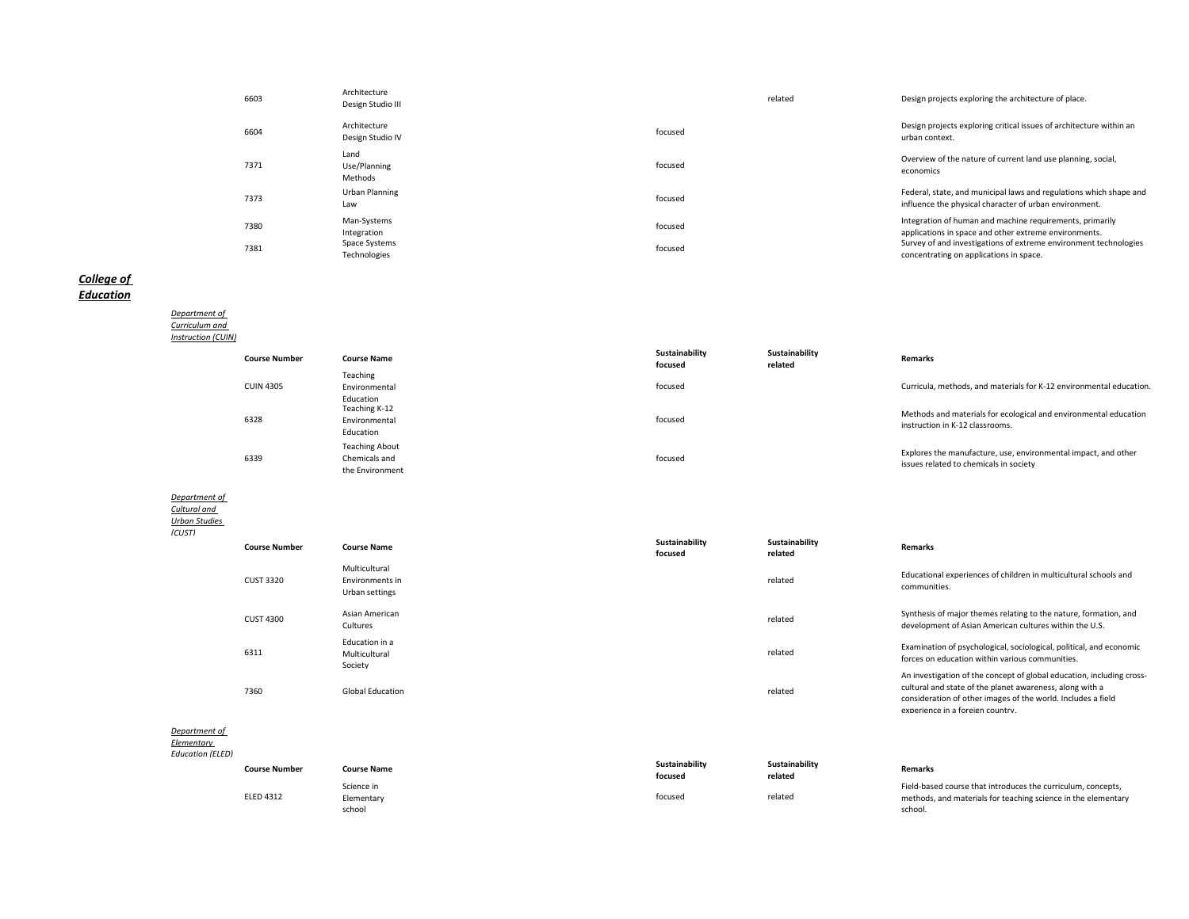| Course Number | Course Name | Sustainability focused | Sustainability related | Remarks |
|---|---|---|---|---|
| 6603 | Architecture Design Studio III | | related | Design projects exploring the architecture of place. |
| 6604 | Architecture Design Studio IV | focused | | Design projects exploring critical issues of architecture within an urban context. |
| 7371 | Land Use/Planning Methods | focused | | Overview of the nature of current land use planning, social, economics |
| 7373 | Urban Planning Law | focused | | Federal, state, and municipal laws and regulations which shape and influence the physical character of urban environment. |
| 7380 | Man-Systems Integration | focused | | Integration of human and machine requirements, primarily applications in space and other extreme environments. |
| 7381 | Space Systems Technologies | focused | | Survey of and investigations of extreme environment technologies concentrating on applications in space. |

## ***College of Education***

***Department of Curriculum and Instruction (CUIN)***

| Course Number | Course Name | Sustainability focused | Sustainability related | Remarks |
|---|---|---|---|---|
| CUIN 4305 | Teaching Environmental Education | focused | | Curricula, methods, and materials for K-12 environmental education. |
| 6328 | Teaching K-12 Environmental Education | focused | | Methods and materials for ecological and environmental education instruction in K-12 classrooms. |
| 6339 | Teaching About Chemicals and the Environment | focused | | Explores the manufacture, use, environmental impact, and other issues related to chemicals in society |

***Department of Cultural and Urban Studies (CUST)***

| Course Number | Course Name | Sustainability focused | Sustainability related | Remarks |
|---|---|---|---|---|
| CUST 3320 | Multicultural Environments in Urban settings | | related | Educational experiences of children in multicultural schools and communities. |
| CUST 4300 | Asian American Cultures | | related | Synthesis of major themes relating to the nature, formation, and development of Asian American cultures within the U.S. |
| 6311 | Education in a Multicultural Society | | related | Examination of psychological, sociological, political, and economic forces on education within various communities. |
| 7360 | Global Education | | related | An investigation of the concept of global education, including cross-cultural and state of the planet awareness, along with a consideration of other images of the world. Includes a field experience in a foreign country. |

***Department of Elementary Education (ELED)***

| Course Number | Course Name | Sustainability focused | Sustainability related | Remarks |
|---|---|---|---|---|
| ELED 4312 | Science in Elementary school | focused | related | Field-based course that introduces the curriculum, concepts, methods, and materials for teaching science in the elementary school. |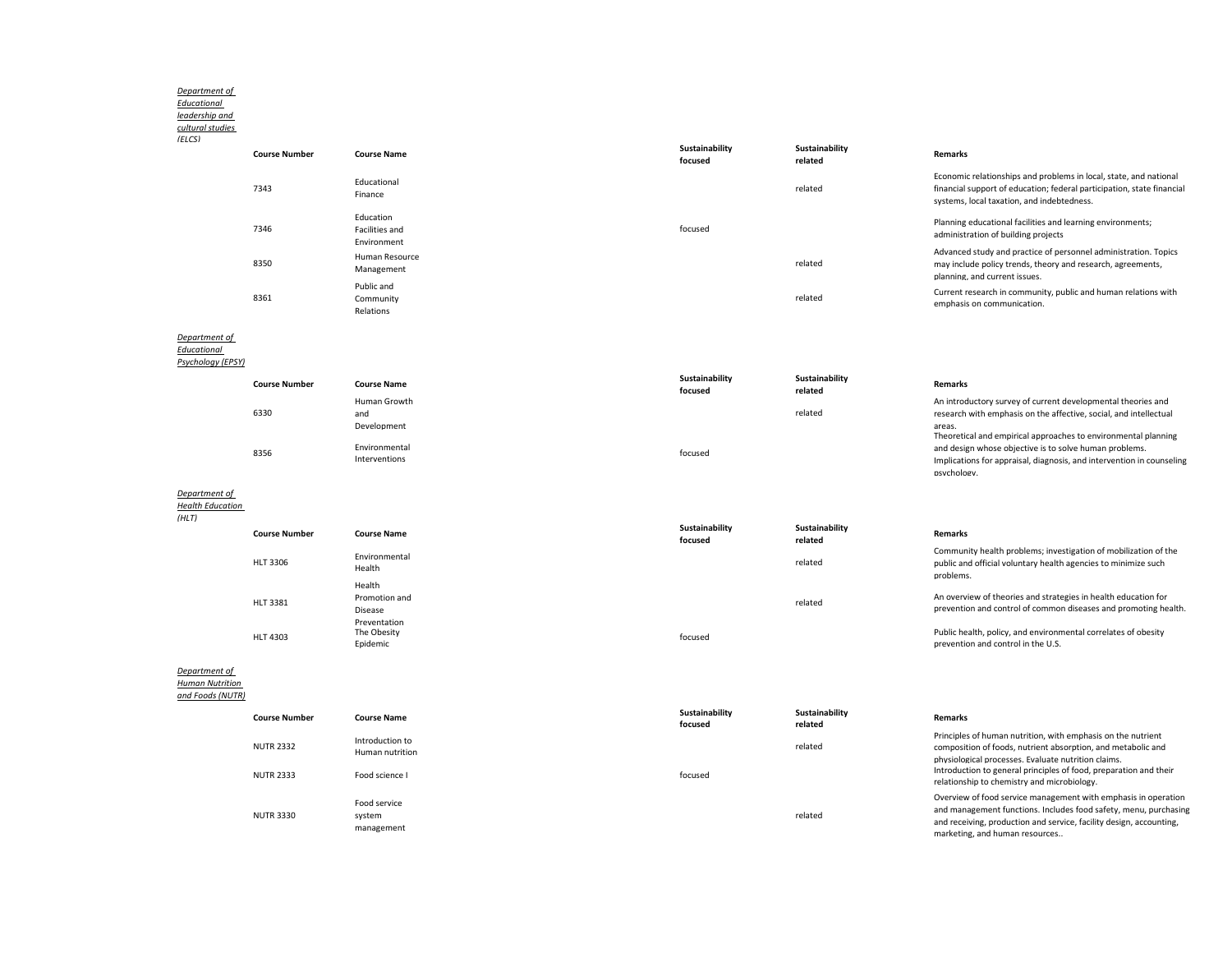*Department of Educational leadership and cultural studies (ELCS)*

| Course Number | Course Name | Sustainability focused | Sustainability related | Remarks |
|---|---|---|---|---|
| 7343 | Educational Finance | | related | Economic relationships and problems in local, state, and national financial support of education; federal participation, state financial systems, local taxation, and indebtedness. |
| 7346 | Education Facilities and Environment | focused | | Planning educational facilities and learning environments; administration of building projects |
| 8350 | Human Resource Management | | related | Advanced study and practice of personnel administration. Topics may include policy trends, theory and research, agreements, planning, and current issues. |
| 8361 | Public and Community Relations | | related | Current research in community, public and human relations with emphasis on communication. |

*Department of Educational Psychology (EPSY)*

| Course Number | Course Name | Sustainability focused | Sustainability related | Remarks |
|---|---|---|---|---|
| 6330 | Human Growth and Development | | related | An introductory survey of current developmental theories and research with emphasis on the affective, social, and intellectual areas. |
| 8356 | Environmental Interventions | focused | | Theoretical and empirical approaches to environmental planning and design whose objective is to solve human problems. Implications for appraisal, diagnosis, and intervention in counseling psychology. |

*Department of Health Education (HLT)*

| Course Number | Course Name | Sustainability focused | Sustainability related | Remarks |
|---|---|---|---|---|
| HLT 3306 | Environmental Health | | related | Community health problems; investigation of mobilization of the public and official voluntary health agencies to minimize such problems. |
| HLT 3381 | Health Promotion and Disease Preventation | | related | An overview of theories and strategies in health education for prevention and control of common diseases and promoting health. |
| HLT 4303 | The Obesity Epidemic | focused | | Public health, policy, and environmental correlates of obesity prevention and control in the U.S. |

*Department of Human Nutrition and Foods (NUTR)*

| Course Number | Course Name | Sustainability focused | Sustainability related | Remarks |
|---|---|---|---|---|
| NUTR 2332 | Introduction to Human nutrition | | related | Principles of human nutrition, with emphasis on the nutrient composition of foods, nutrient absorption, and metabolic and physiological processes. Evaluate nutrition claims. |
| NUTR 2333 | Food science I | focused | | Introduction to general principles of food, preparation and their relationship to chemistry and microbiology. |
| NUTR 3330 | Food service system management | | related | Overview of food service management with emphasis in operation and management functions. Includes food safety, menu, purchasing and receiving, production and service, facility design, accounting, marketing, and human resources.. |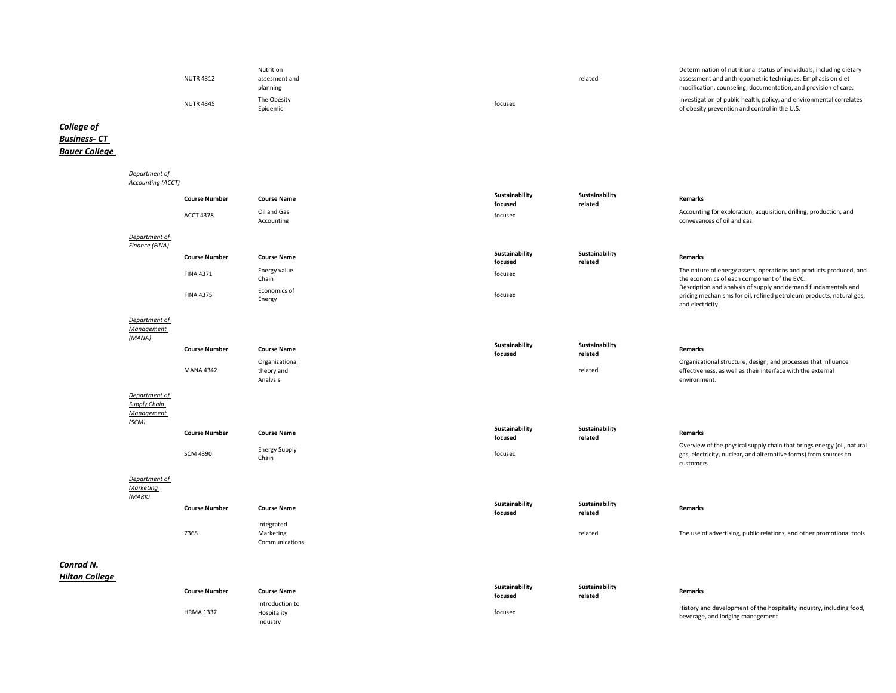| Course Number | Course Name | Sustainability focused | Sustainability related | Remarks |
|---|---|---|---|---|
| NUTR 4312 | Nutrition assesment and planning | | related | Determination of nutritional status of individuals, including dietary assessment and anthropometric techniques. Emphasis on diet modification, counseling, documentation, and provision of care. |
| NUTR 4345 | The Obesity Epidemic | focused | | Investigation of public health, policy, and environmental correlates of obesity prevention and control in the U.S. |

## *College of Business- CT Bauer College*

### *Department of Accounting (ACCT)*

| Course Number | Course Name | Sustainability focused | Sustainability related | Remarks |
|---|---|---|---|---|
| ACCT 4378 | Oil and Gas Accounting | focused | | Accounting for exploration, acquisition, drilling, production, and conveyances of oil and gas. |

### *Department of Finance (FINA)*

| Course Number | Course Name | Sustainability focused | Sustainability related | Remarks |
|---|---|---|---|---|
| FINA 4371 | Energy value Chain | focused | | The nature of energy assets, operations and products produced, and the economics of each component of the EVC. |
| FINA 4375 | Economics of Energy | focused | | Description and analysis of supply and demand fundamentals and pricing mechanisms for oil, refined petroleum products, natural gas, and electricity. |

### *Department of Management (MANA)*

| Course Number | Course Name | Sustainability focused | Sustainability related | Remarks |
|---|---|---|---|---|
| MANA 4342 | Organizational theory and Analysis | | related | Organizational structure, design, and processes that influence effectiveness, as well as their interface with the external environment. |

### *Department of Supply Chain Management (SCM)*

| Course Number | Course Name | Sustainability focused | Sustainability related | Remarks |
|---|---|---|---|---|
| SCM 4390 | Energy Supply Chain | focused | | Overview of the physical supply chain that brings energy (oil, natural gas, electricity, nuclear, and alternative forms) from sources to customers |

### *Department of Marketing (MARK)*

| Course Number | Course Name | Sustainability focused | Sustainability related | Remarks |
|---|---|---|---|---|
| 7368 | Integrated Marketing Communications | | related | The use of advertising, public relations, and other promotional tools |

## *Conrad N. Hilton College*

| Course Number | Course Name | Sustainability focused | Sustainability related | Remarks |
|---|---|---|---|---|
| HRMA 1337 | Introduction to Hospitality Industry | focused | | History and development of the hospitality industry, including food, beverage, and lodging management |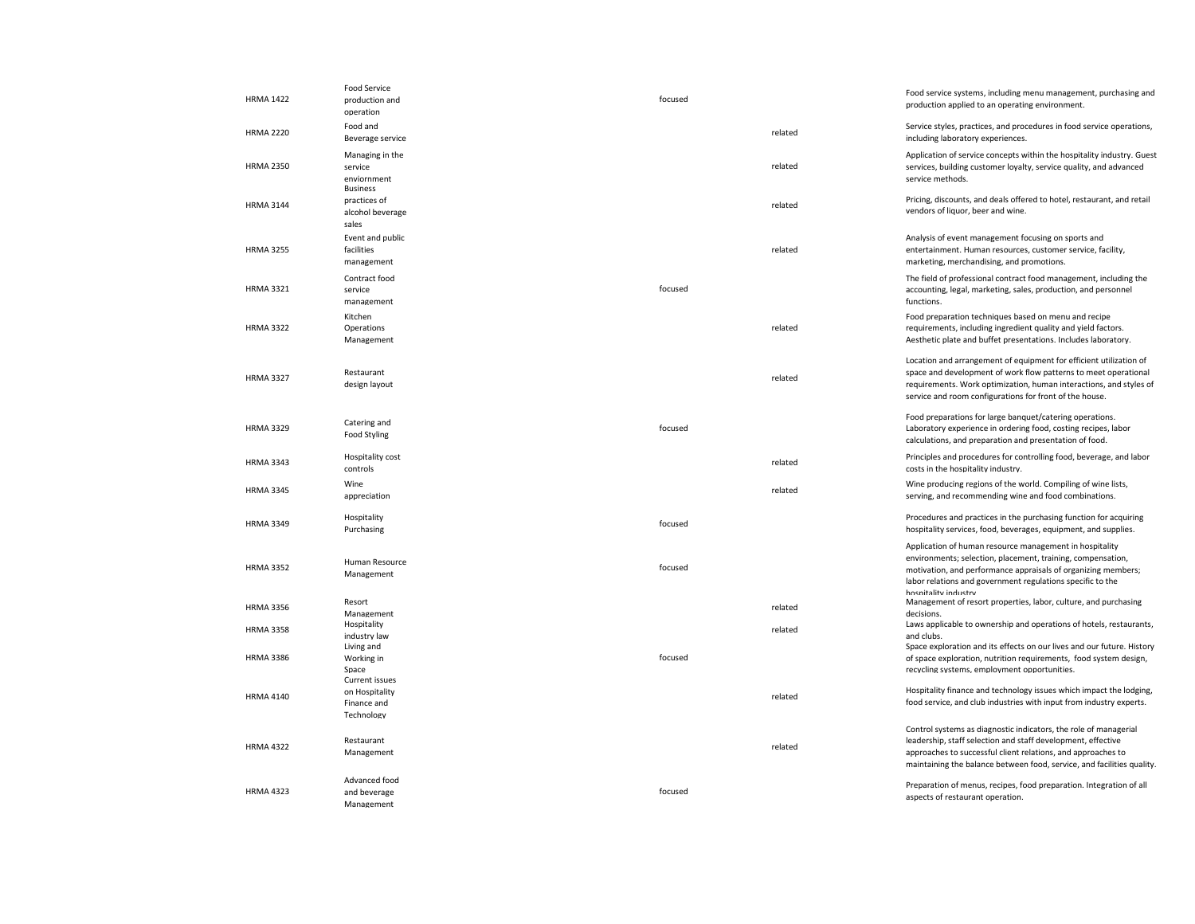| | | | | |
|---|---|---|---|---|
| HRMA 1422 | Food Service production and operation | focused | | Food service systems, including menu management, purchasing and production applied to an operating environment. |
| HRMA 2220 | Food and Beverage service | | related | Service styles, practices, and procedures in food service operations, including laboratory experiences. |
| HRMA 2350 | Managing in the service enviornment | | related | Application of service concepts within the hospitality industry. Guest services, building customer loyalty, service quality, and advanced service methods. |
| HRMA 3144 | Business practices of alcohol beverage sales | | related | Pricing, discounts, and deals offered to hotel, restaurant, and retail vendors of liquor, beer and wine. |
| HRMA 3255 | Event and public facilities management | | related | Analysis of event management focusing on sports and entertainment. Human resources, customer service, facility, marketing, merchandising, and promotions. |
| HRMA 3321 | Contract food service management | focused | | The field of professional contract food management, including the accounting, legal, marketing, sales, production, and personnel functions. |
| HRMA 3322 | Kitchen Operations Management | | related | Food preparation techniques based on menu and recipe requirements, including ingredient quality and yield factors. Aesthetic plate and buffet presentations. Includes laboratory. |
| HRMA 3327 | Restaurant design layout | | related | Location and arrangement of equipment for efficient utilization of space and development of work flow patterns to meet operational requirements. Work optimization, human interactions, and styles of service and room configurations for front of the house. |
| HRMA 3329 | Catering and Food Styling | focused | | Food preparations for large banquet/catering operations. Laboratory experience in ordering food, costing recipes, labor calculations, and preparation and presentation of food. |
| HRMA 3343 | Hospitality cost controls | | related | Principles and procedures for controlling food, beverage, and labor costs in the hospitality industry. |
| HRMA 3345 | Wine appreciation | | related | Wine producing regions of the world. Compiling of wine lists, serving, and recommending wine and food combinations. |
| HRMA 3349 | Hospitality Purchasing | focused | | Procedures and practices in the purchasing function for acquiring hospitality services, food, beverages, equipment, and supplies. |
| HRMA 3352 | Human Resource Management | focused | | Application of human resource management in hospitality environments; selection, placement, training, compensation, motivation, and performance appraisals of organizing members; labor relations and government regulations specific to the hospitality industry |
| HRMA 3356 | Resort Management | | related | Management of resort properties, labor, culture, and purchasing decisions. |
| HRMA 3358 | Hospitality industry law | | related | Laws applicable to ownership and operations of hotels, restaurants, and clubs. |
| HRMA 3386 | Living and Working in Space | focused | | Space exploration and its effects on our lives and our future. History of space exploration, nutrition requirements, food system design, recycling systems, employment opportunities. |
| HRMA 4140 | Current issues on Hospitality Finance and Technology | | related | Hospitality finance and technology issues which impact the lodging, food service, and club industries with input from industry experts. |
| HRMA 4322 | Restaurant Management | | related | Control systems as diagnostic indicators, the role of managerial leadership, staff selection and staff development, effective approaches to successful client relations, and approaches to maintaining the balance between food, service, and facilities quality. |
| HRMA 4323 | Advanced food and beverage Management | focused | | Preparation of menus, recipes, food preparation. Integration of all aspects of restaurant operation. |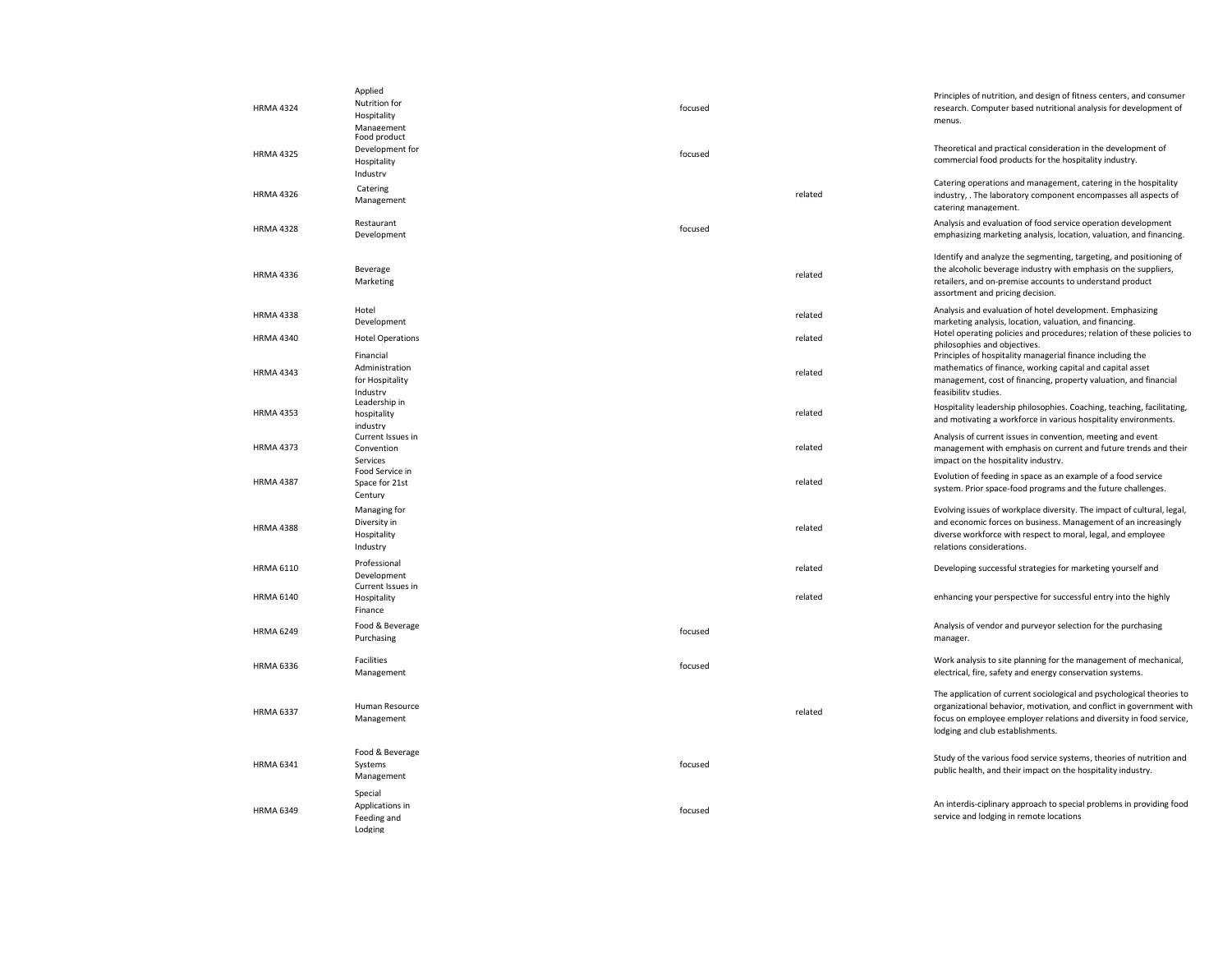| | | | | |
|---|---|---|---|---|
| HRMA 4324 | Applied Nutrition for Hospitality Management | focused | | Principles of nutrition, and design of fitness centers, and consumer research. Computer based nutritional analysis for development of menus. |
| HRMA 4325 | Food product Development for Hospitality Industry | focused | | Theoretical and practical consideration in the development of commercial food products for the hospitality industry. |
| HRMA 4326 | Catering Management | | related | Catering operations and management, catering in the hospitality industry, . The laboratory component encompasses all aspects of catering management. |
| HRMA 4328 | Restaurant Development | focused | | Analysis and evaluation of food service operation development emphasizing marketing analysis, location, valuation, and financing. |
| HRMA 4336 | Beverage Marketing | | related | Identify and analyze the segmenting, targeting, and positioning of the alcoholic beverage industry with emphasis on the suppliers, retailers, and on-premise accounts to understand product assortment and pricing decision. |
| HRMA 4338 | Hotel Development | | related | Analysis and evaluation of hotel development. Emphasizing marketing analysis, location, valuation, and financing. |
| HRMA 4340 | Hotel Operations | | related | Hotel operating policies and procedures; relation of these policies to philosophies and objectives. |
| HRMA 4343 | Financial Administration for Hospitality Industry | | related | Principles of hospitality managerial finance including the mathematics of finance, working capital and capital asset management, cost of financing, property valuation, and financial feasibility studies. |
| HRMA 4353 | Leadership in hospitality industry | | related | Hospitality leadership philosophies. Coaching, teaching, facilitating, and motivating a workforce in various hospitality environments. |
| HRMA 4373 | Current Issues in Convention Services | | related | Analysis of current issues in convention, meeting and event management with emphasis on current and future trends and their impact on the hospitality industry. |
| HRMA 4387 | Food Service in Space for 21st Century | | related | Evolution of feeding in space as an example of a food service system. Prior space-food programs and the future challenges. |
| HRMA 4388 | Managing for Diversity in Hospitality Industry | | related | Evolving issues of workplace diversity. The impact of cultural, legal, and economic forces on business. Management of an increasingly diverse workforce with respect to moral, legal, and employee relations considerations. |
| HRMA 6110 | Professional Development | | related | Developing successful strategies for marketing yourself and |
| HRMA 6140 | Current Issues in Hospitality Finance | | related | enhancing your perspective for successful entry into the highly |
| HRMA 6249 | Food & Beverage Purchasing | focused | | Analysis of vendor and purveyor selection for the purchasing manager. |
| HRMA 6336 | Facilities Management | focused | | Work analysis to site planning for the management of mechanical, electrical, fire, safety and energy conservation systems. |
| HRMA 6337 | Human Resource Management | | related | The application of current sociological and psychological theories to organizational behavior, motivation, and conflict in government with focus on employee employer relations and diversity in food service, lodging and club establishments. |
| HRMA 6341 | Food & Beverage Systems Management | focused | | Study of the various food service systems, theories of nutrition and public health, and their impact on the hospitality industry. |
| HRMA 6349 | Special Applications in Feeding and Lodging | focused | | An interdis-ciplinary approach to special problems in providing food service and lodging in remote locations |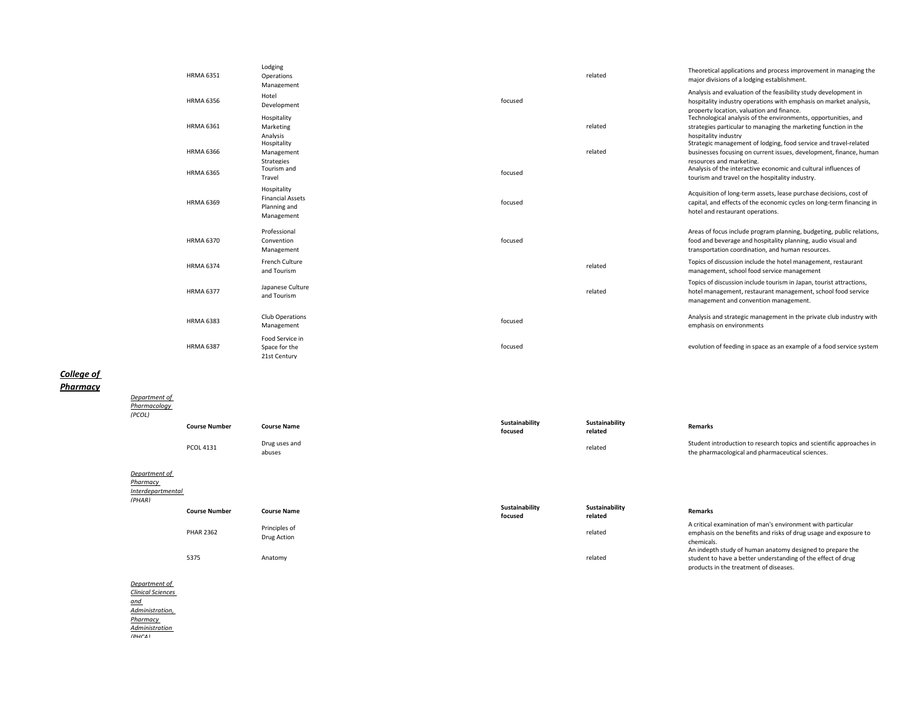| Course Number | Course Name | Sustainability focused | Sustainability related | Remarks |
|---|---|---|---|---|
| HRMA 6351 | Lodging Operations Management | | related | Theoretical applications and process improvement in managing the major divisions of a lodging establishment. |
| HRMA 6356 | Hotel Development | focused | | Analysis and evaluation of the feasibility study development in hospitality industry operations with emphasis on market analysis, property location, valuation and finance. |
| HRMA 6361 | Hospitality Marketing Analysis | | related | Technological analysis of the environments, opportunities, and strategies particular to managing the marketing function in the hospitality industry |
| HRMA 6366 | Hospitality Management Strategies | | related | Strategic management of lodging, food service and travel-related businesses focusing on current issues, development, finance, human resources and marketing. |
| HRMA 6365 | Tourism and Travel | focused | | Analysis of the interactive economic and cultural influences of tourism and travel on the hospitality industry. |
| HRMA 6369 | Hospitality Financial Assets Planning and Management | focused | | Acquisition of long-term assets, lease purchase decisions, cost of capital, and effects of the economic cycles on long-term financing in hotel and restaurant operations. |
| HRMA 6370 | Professional Convention Management | focused | | Areas of focus include program planning, budgeting, public relations, food and beverage and hospitality planning, audio visual and transportation coordination, and human resources. |
| HRMA 6374 | French Culture and Tourism | | related | Topics of discussion include the hotel management, restaurant management, school food service management |
| HRMA 6377 | Japanese Culture and Tourism | | related | Topics of discussion include tourism in Japan, tourist attractions, hotel management, restaurant management, school food service management and convention management. |
| HRMA 6383 | Club Operations Management | focused | | Analysis and strategic management in the private club industry with emphasis on environments |
| HRMA 6387 | Food Service in Space for the 21st Century | focused | | evolution of feeding in space as an example of a food service system |

## ***College of Pharmacy***

*Department of Pharmacology (PCOL)*

| Course Number | Course Name | Sustainability focused | Sustainability related | Remarks |
|---|---|---|---|---|
| PCOL 4131 | Drug uses and abuses | | related | Student introduction to research topics and scientific approaches in the pharmacological and pharmaceutical sciences. |

*Department of Pharmacy Interdepartmental (PHAR)*

| Course Number | Course Name | Sustainability focused | Sustainability related | Remarks |
|---|---|---|---|---|
| PHAR 2362 | Principles of Drug Action | | related | A critical examination of man's environment with particular emphasis on the benefits and risks of drug usage and exposure to chemicals. |
| 5375 | Anatomy | | related | An indepth study of human anatomy designed to prepare the student to have a better understanding of the effect of drug products in the treatment of diseases. |

*Department of Clinical Sciences and Administration, Pharmacy Administration (PHCA)*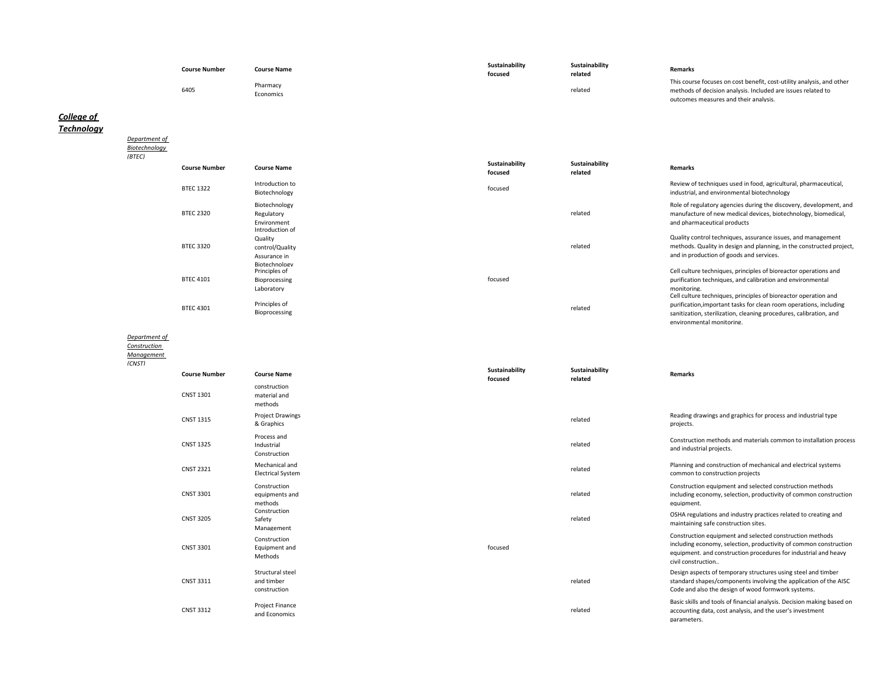| Course Number | Course Name | Sustainability focused | Sustainability related | Remarks |
| --- | --- | --- | --- | --- |
| 6405 | Pharmacy Economics | | related | This course focuses on cost benefit, cost-utility analysis, and other methods of decision analysis. Included are issues related to outcomes measures and their analysis. |

## ***College of Technology***

### *Department of Biotechnology (BTEC)*

| Course Number | Course Name | Sustainability focused | Sustainability related | Remarks |
| --- | --- | --- | --- | --- |
| BTEC 1322 | Introduction to Biotechnology | focused | | Review of techniques used in food, agricultural, pharmaceutical, industrial, and environmental biotechnology |
| BTEC 2320 | Biotechnology Regulatory Environment | | related | Role of regulatory agencies during the discovery, development, and manufacture of new medical devices, biotechnology, biomedical, and pharmaceutical products |
| BTEC 3320 | Introduction of Quality control/Quality Assurance in Biotechnology | | related | Quality control techniques, assurance issues, and management methods. Quality in design and planning, in the constructed project, and in production of goods and services. |
| BTEC 4101 | Principles of Bioprocessing Laboratory | focused | | Cell culture techniques, principles of bioreactor operations and purification techniques, and calibration and environmental monitoring. |
| BTEC 4301 | Principles of Bioprocessing | | related | Cell culture techniques, principles of bioreactor operation and purification,important tasks for clean room operations, including sanitization, sterilization, cleaning procedures, calibration, and environmental monitoring. |

### *Department of Construction Management (CNST)*

| Course Number | Course Name | Sustainability focused | Sustainability related | Remarks |
| --- | --- | --- | --- | --- |
| CNST 1301 | construction material and methods | | | |
| CNST 1315 | Project Drawings & Graphics | | related | Reading drawings and graphics for process and industrial type projects. |
| CNST 1325 | Process and Industrial Construction | | related | Construction methods and materials common to installation process and industrial projects. |
| CNST 2321 | Mechanical and Electrical System | | related | Planning and construction of mechanical and electrical systems common to construction projects |
| CNST 3301 | Construction equipments and methods | | related | Construction equipment and selected construction methods including economy, selection, productivity of common construction equipment. |
| CNST 3205 | Construction Safety Management | | related | OSHA regulations and industry practices related to creating and maintaining safe construction sites. |
| CNST 3301 | Construction Equipment and Methods | focused | | Construction equipment and selected construction methods including economy, selection, productivity of common construction equipment. and construction procedures for industrial and heavy civil construction.. |
| CNST 3311 | Structural steel and timber construction | | related | Design aspects of temporary structures using steel and timber standard shapes/components involving the application of the AISC Code and also the design of wood formwork systems. |
| CNST 3312 | Project Finance and Economics | | related | Basic skills and tools of financial analysis. Decision making based on accounting data, cost analysis, and the user's investment parameters. |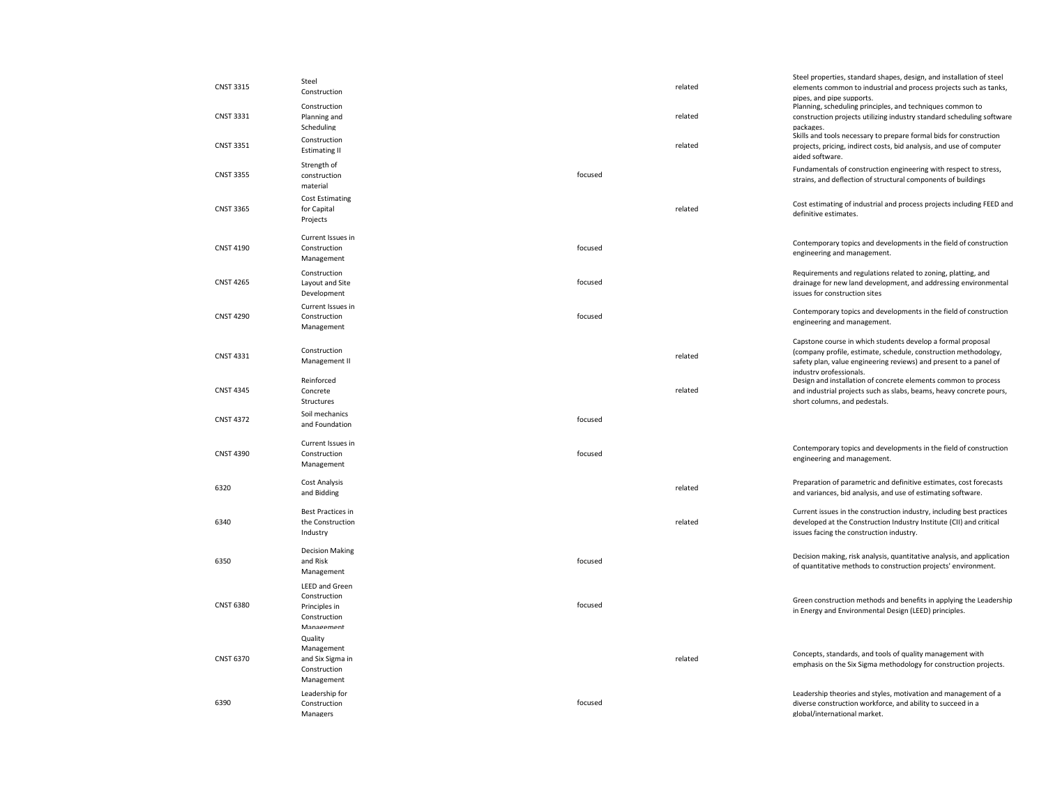| | | | | |
|---|---|---|---|---|
| CNST 3315 | Steel Construction | | related | Steel properties, standard shapes, design, and installation of steel elements common to industrial and process projects such as tanks, pipes, and pipe supports. |
| CNST 3331 | Construction Planning and Scheduling | | related | Planning, scheduling principles, and techniques common to construction projects utilizing industry standard scheduling software packages. |
| CNST 3351 | Construction Estimating II | | related | Skills and tools necessary to prepare formal bids for construction projects, pricing, indirect costs, bid analysis, and use of computer aided software. |
| CNST 3355 | Strength of construction material | focused | | Fundamentals of construction engineering with respect to stress, strains, and deflection of structural components of buildings |
| CNST 3365 | Cost Estimating for Capital Projects | | related | Cost estimating of industrial and process projects including FEED and definitive estimates. |
| CNST 4190 | Current Issues in Construction Management | focused | | Contemporary topics and developments in the field of construction engineering and management. |
| CNST 4265 | Construction Layout and Site Development | focused | | Requirements and regulations related to zoning, platting, and drainage for new land development, and addressing environmental issues for construction sites |
| CNST 4290 | Current Issues in Construction Management | focused | | Contemporary topics and developments in the field of construction engineering and management. |
| CNST 4331 | Construction Management II | | related | Capstone course in which students develop a formal proposal (company profile, estimate, schedule, construction methodology, safety plan, value engineering reviews) and present to a panel of industry professionals. |
| CNST 4345 | Reinforced Concrete Structures | | related | Design and installation of concrete elements common to process and industrial projects such as slabs, beams, heavy concrete pours, short columns, and pedestals. |
| CNST 4372 | Soil mechanics and Foundation | focused | | |
| CNST 4390 | Current Issues in Construction Management | focused | | Contemporary topics and developments in the field of construction engineering and management. |
| 6320 | Cost Analysis and Bidding | | related | Preparation of parametric and definitive estimates, cost forecasts and variances, bid analysis, and use of estimating software. |
| 6340 | Best Practices in the Construction Industry | | related | Current issues in the construction industry, including best practices developed at the Construction Industry Institute (CII) and critical issues facing the construction industry. |
| 6350 | Decision Making and Risk Management | focused | | Decision making, risk analysis, quantitative analysis, and application of quantitative methods to construction projects' environment. |
| CNST 6380 | LEED and Green Construction Principles in Construction Management | focused | | Green construction methods and benefits in applying the Leadership in Energy and Environmental Design (LEED) principles. |
| CNST 6370 | Quality Management and Six Sigma in Construction Management | | related | Concepts, standards, and tools of quality management with emphasis on the Six Sigma methodology for construction projects. |
| 6390 | Leadership for Construction Managers | focused | | Leadership theories and styles, motivation and management of a diverse construction workforce, and ability to succeed in a global/international market. |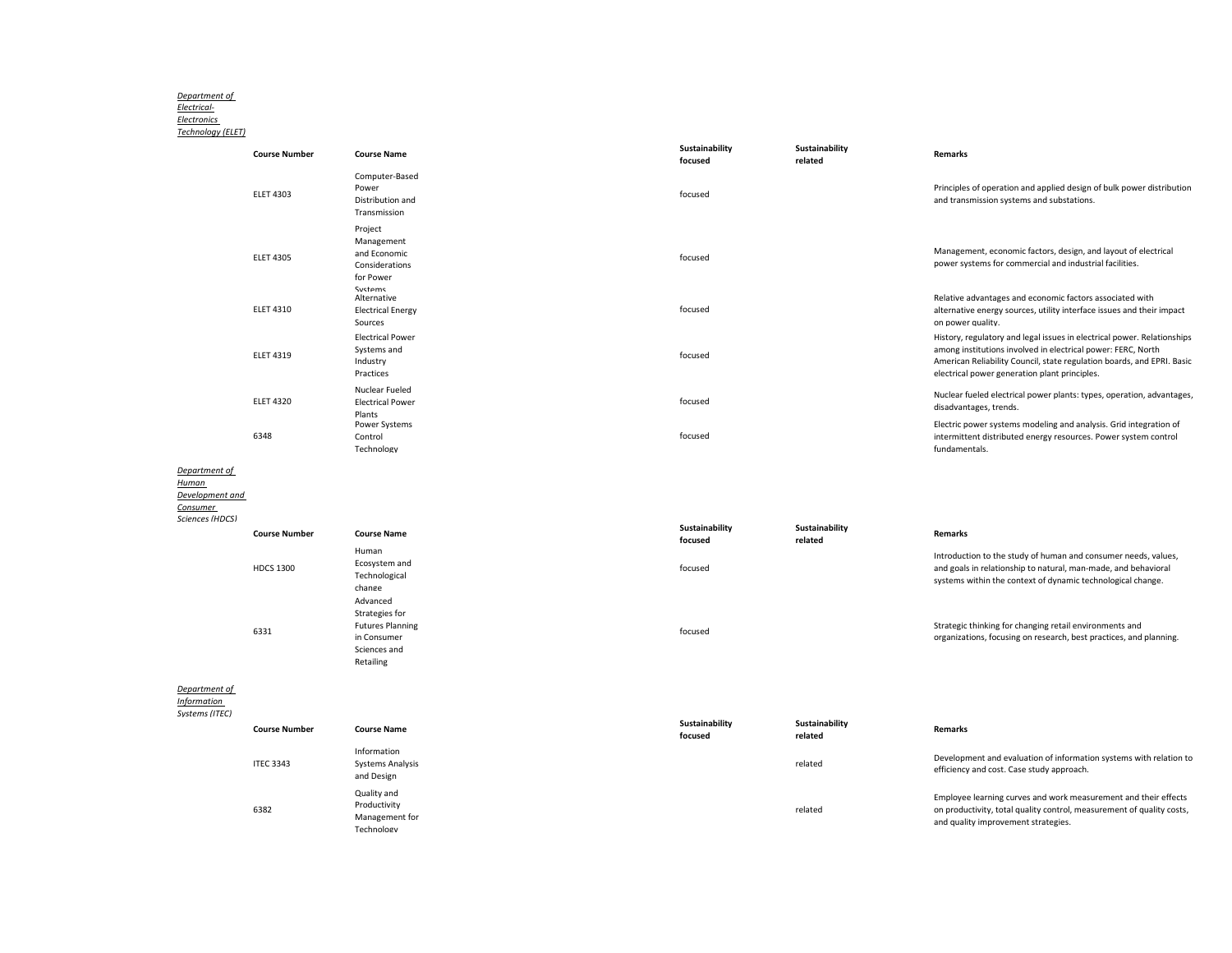*Department of Electrical-Electronics Technology (ELET)*

| Course Number | Course Name | Sustainability focused | Sustainability related | Remarks |
|---|---|---|---|---|
| ELET 4303 | Computer-Based Power Distribution and Transmission | focused | | Principles of operation and applied design of bulk power distribution and transmission systems and substations. |
| ELET 4305 | Project Management and Economic Considerations for Power Systems | focused | | Management, economic factors, design, and layout of electrical power systems for commercial and industrial facilities. |
| ELET 4310 | Alternative Electrical Energy Sources | focused | | Relative advantages and economic factors associated with alternative energy sources, utility interface issues and their impact on power quality. |
| ELET 4319 | Electrical Power Systems and Industry Practices | focused | | History, regulatory and legal issues in electrical power. Relationships among institutions involved in electrical power: FERC, North American Reliability Council, state regulation boards, and EPRI. Basic electrical power generation plant principles. |
| ELET 4320 | Nuclear Fueled Electrical Power Plants | focused | | Nuclear fueled electrical power plants: types, operation, advantages, disadvantages, trends. |
| 6348 | Power Systems Control Technology | focused | | Electric power systems modeling and analysis. Grid integration of intermittent distributed energy resources. Power system control fundamentals. |

*Department of Human Development and Consumer Sciences (HDCS)*

| Course Number | Course Name | Sustainability focused | Sustainability related | Remarks |
|---|---|---|---|---|
| HDCS 1300 | Human Ecosystem and Technological change | focused | | Introduction to the study of human and consumer needs, values, and goals in relationship to natural, man-made, and behavioral systems within the context of dynamic technological change. |
| 6331 | Advanced Strategies for Futures Planning in Consumer Sciences and Retailing | focused | | Strategic thinking for changing retail environments and organizations, focusing on research, best practices, and planning. |

*Department of Information Systems (ITEC)*

| Course Number | Course Name | Sustainability focused | Sustainability related | Remarks |
|---|---|---|---|---|
| ITEC 3343 | Information Systems Analysis and Design | | related | Development and evaluation of information systems with relation to efficiency and cost. Case study approach. |
| 6382 | Quality and Productivity Management for Technology | | related | Employee learning curves and work measurement and their effects on productivity, total quality control, measurement of quality costs, and quality improvement strategies. |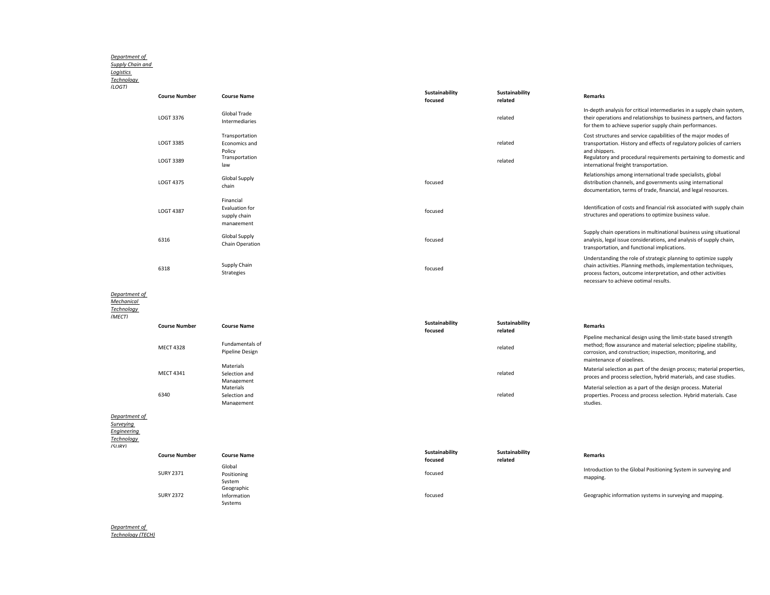*Department of Supply Chain and Logistics Technology (LOGT)*

| Course Number | Course Name | Sustainability focused | Sustainability related | Remarks |
|---|---|---|---|---|
| LOGT 3376 | Global Trade Intermediaries | | related | In-depth analysis for critical intermediaries in a supply chain system, their operations and relationships to business partners, and factors for them to achieve superior supply chain performances. |
| LOGT 3385 | Transportation Economics and Policy | | related | Cost structures and service capabilities of the major modes of transportation. History and effects of regulatory policies of carriers and shippers. |
| LOGT 3389 | Transportation law | | related | Regulatory and procedural requirements pertaining to domestic and international freight transportation. |
| LOGT 4375 | Global Supply chain | focused | | Relationships among international trade specialists, global distribution channels, and governments using international documentation, terms of trade, financial, and legal resources. |
| LOGT 4387 | Financial Evaluation for supply chain management | focused | | Identification of costs and financial risk associated with supply chain structures and operations to optimize business value. |
| 6316 | Global Supply Chain Operation | focused | | Supply chain operations in multinational business using situational analysis, legal issue considerations, and analysis of supply chain, transportation, and functional implications. |
| 6318 | Supply Chain Strategies | focused | | Understanding the role of strategic planning to optimize supply chain activities. Planning methods, implementation techniques, process factors, outcome interpretation, and other activities necessary to achieve optimal results. |

*Department of Mechanical Technology (MECT)*

| Course Number | Course Name | Sustainability focused | Sustainability related | Remarks |
|---|---|---|---|---|
| MECT 4328 | Fundamentals of Pipeline Design | | related | Pipeline mechanical design using the limit-state based strength method; flow assurance and material selection; pipeline stability, corrosion, and construction; inspection, monitoring, and maintenance of pipelines. |
| MECT 4341 | Materials Selection and Management | | related | Material selection as part of the design process; material properties, proces and process selection, hybrid materials, and case studies. |
| 6340 | Materials Selection and Management | | related | Material selection as a part of the design process. Material properties. Process and process selection. Hybrid materials. Case studies. |

*Department of Surveying Engineering Technology (SURY)*

| Course Number | Course Name | Sustainability focused | Sustainability related | Remarks |
|---|---|---|---|---|
| SURY 2371 | Global Positioning System | focused | | Introduction to the Global Positioning System in surveying and mapping. |
| SURY 2372 | Geographic Information Systems | focused | | Geographic information systems in surveying and mapping. |

*Department of Technology (TECH)*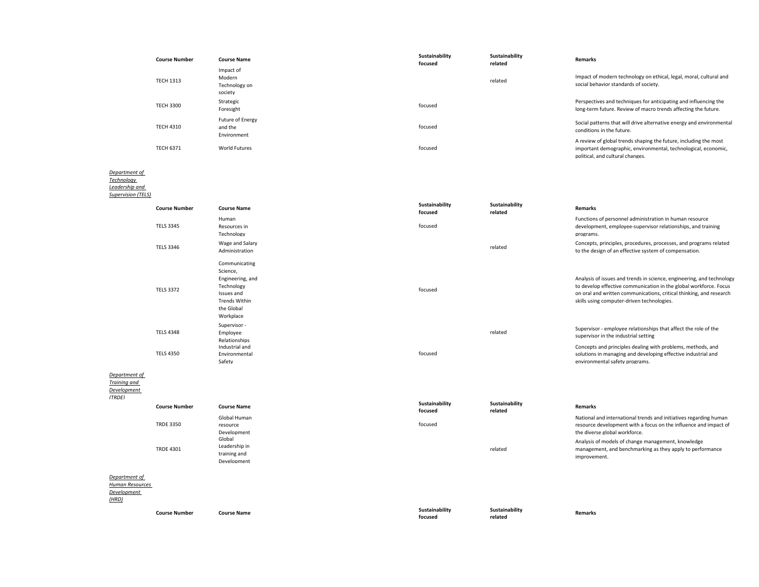| Course Number | Course Name | Sustainability focused | Sustainability related | Remarks |
|---|---|---|---|---|
| TECH 1313 | Impact of Modern Technology on society | | related | Impact of modern technology on ethical, legal, moral, cultural and social behavior standards of society. |
| TECH 3300 | Strategic Foresight | focused | | Perspectives and techniques for anticipating and influencing the long-term future. Review of macro trends affecting the future. |
| TECH 4310 | Future of Energy and the Environment | focused | | Social patterns that will drive alternative energy and environmental conditions in the future. |
| TECH 6371 | World Futures | focused | | A review of global trends shaping the future, including the most important demographic, environmental, technological, economic, political, and cultural changes. |

*Department of Technology Leadership and Supervision (TELS)*

| Course Number | Course Name | Sustainability focused | Sustainability related | Remarks |
|---|---|---|---|---|
| TELS 3345 | Human Resources in Technology | focused | | Functions of personnel administration in human resource development, employee-supervisor relationships, and training programs. |
| TELS 3346 | Wage and Salary Administration | | related | Concepts, principles, procedures, processes, and programs related to the design of an effective system of compensation. |
| TELS 3372 | Communicating Science, Engineering, and Technology Issues and Trends Within the Global Workplace | focused | | Analysis of issues and trends in science, engineering, and technology to develop effective communication in the global workforce. Focus on oral and written communications, critical thinking, and research skills using computer-driven technologies. |
| TELS 4348 | Supervisor - Employee Relationships | | related | Supervisor - employee relationships that affect the role of the supervisor in the industrial setting |
| TELS 4350 | Industrial and Environmental Safety | focused | | Concepts and principles dealing with problems, methods, and solutions in managing and developing effective industrial and environmental safety programs. |

*Department of Training and Development (TRDE)*

| Course Number | Course Name | Sustainability focused | Sustainability related | Remarks |
|---|---|---|---|---|
| TRDE 3350 | Global Human resource Development | focused | | National and international trends and initiatives regarding human resource development with a focus on the influence and impact of the diverse global workforce. |
| TRDE 4301 | Global Leadership in training and Development | | related | Analysis of models of change management, knowledge management, and benchmarking as they apply to performance improvement. |

*Department of Human Resources Development (HRD)*

| Course Number | Course Name | Sustainability focused | Sustainability related | Remarks |
|---|---|---|---|---|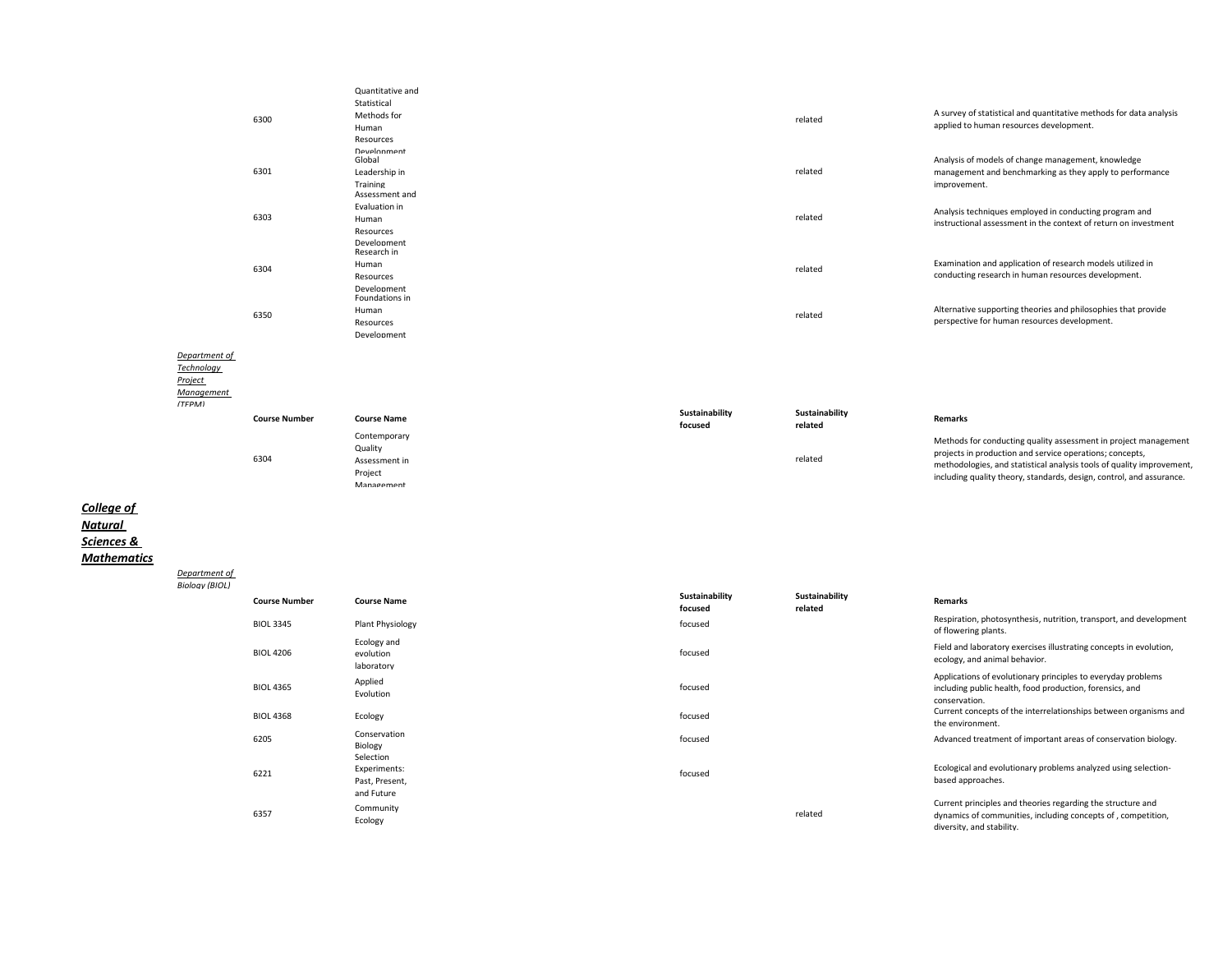| Course Number | Course Name | Sustainability focused | Sustainability related | Remarks |
|---|---|---|---|---|
| 6300 | Quantitative and Statistical Methods for Human Resources Development | | related | A survey of statistical and quantitative methods for data analysis applied to human resources development. |
| 6301 | Global Leadership in Training | | related | Analysis of models of change management, knowledge management and benchmarking as they apply to performance improvement. |
| 6303 | Assessment and Evaluation in Human Resources Development | | related | Analysis techniques employed in conducting program and instructional assessment in the context of return on investment |
| 6304 | Research in Human Resources Development | | related | Examination and application of research models utilized in conducting research in human resources development. |
| 6350 | Foundations in Human Resources Development | | related | Alternative supporting theories and philosophies that provide perspective for human resources development. |

*Department of Technology Project Management (TEPM)*

| Course Number | Course Name | Sustainability focused | Sustainability related | Remarks |
|---|---|---|---|---|
| 6304 | Contemporary Quality Assessment in Project Management | | related | Methods for conducting quality assessment in project management projects in production and service operations; concepts, methodologies, and statistical analysis tools of quality improvement, including quality theory, standards, design, control, and assurance. |

## *College of Natural Sciences & Mathematics*

*Department of Biology (BIOL)*

| Course Number | Course Name | Sustainability focused | Sustainability related | Remarks |
|---|---|---|---|---|
| BIOL 3345 | Plant Physiology | focused | | Respiration, photosynthesis, nutrition, transport, and development of flowering plants. |
| BIOL 4206 | Ecology and evolution laboratory | focused | | Field and laboratory exercises illustrating concepts in evolution, ecology, and animal behavior. |
| BIOL 4365 | Applied Evolution | focused | | Applications of evolutionary principles to everyday problems including public health, food production, forensics, and conservation. |
| BIOL 4368 | Ecology | focused | | Current concepts of the interrelationships between organisms and the environment. |
| 6205 | Conservation Biology | focused | | Advanced treatment of important areas of conservation biology. |
| 6221 | Selection Experiments: Past, Present, and Future | focused | | Ecological and evolutionary problems analyzed using selection-based approaches. |
| 6357 | Community Ecology | | related | Current principles and theories regarding the structure and dynamics of communities, including concepts of , competition, diversity, and stability. |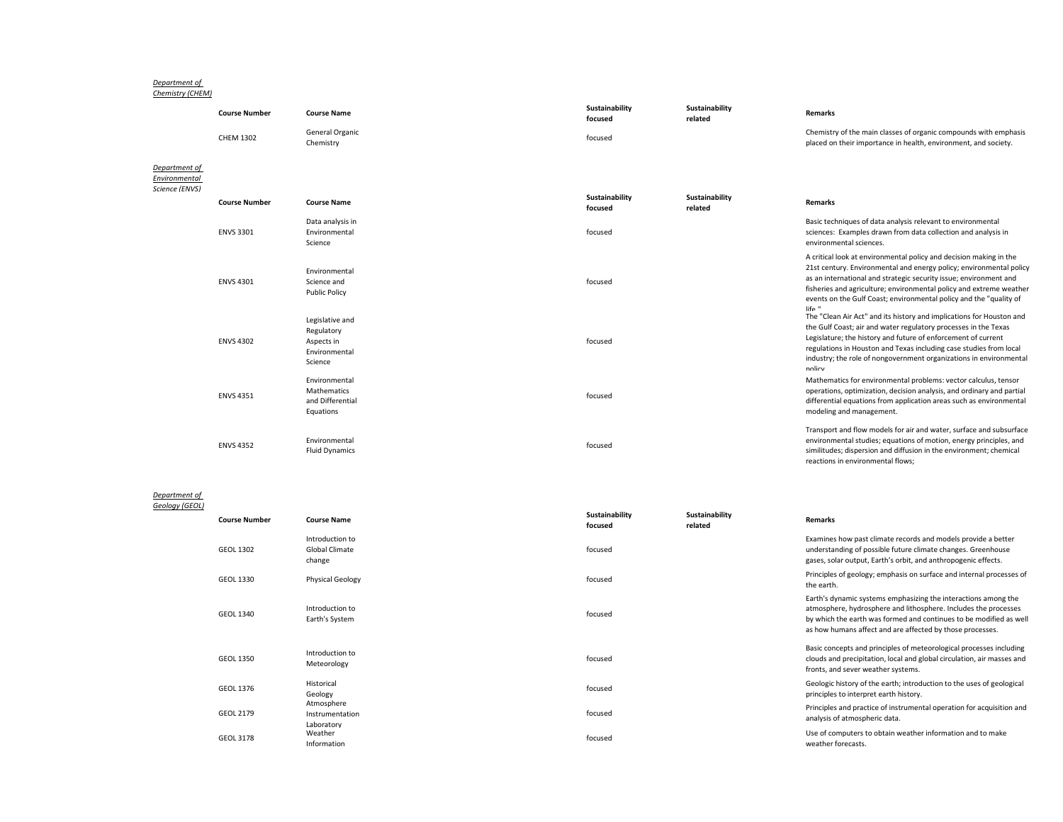*Department of Chemistry (CHEM)*

| Course Number | Course Name | Sustainability focused | Sustainability related | Remarks |
|---|---|---|---|---|
| CHEM 1302 | General Organic Chemistry | focused | | Chemistry of the main classes of organic compounds with emphasis placed on their importance in health, environment, and society. |

*Department of Environmental Science (ENVS)*

| Course Number | Course Name | Sustainability focused | Sustainability related | Remarks |
|---|---|---|---|---|
| ENVS 3301 | Data analysis in Environmental Science | focused | | Basic techniques of data analysis relevant to environmental sciences: Examples drawn from data collection and analysis in environmental sciences. |
| ENVS 4301 | Environmental Science and Public Policy | focused | | A critical look at environmental policy and decision making in the 21st century. Environmental and energy policy; environmental policy as an international and strategic security issue; environment and fisheries and agriculture; environmental policy and extreme weather events on the Gulf Coast; environmental policy and the "quality of life." |
| ENVS 4302 | Legislative and Regulatory Aspects in Environmental Science | focused | | The "Clean Air Act" and its history and implications for Houston and the Gulf Coast; air and water regulatory processes in the Texas Legislature; the history and future of enforcement of current regulations in Houston and Texas including case studies from local industry; the role of nongovernment organizations in environmental policy |
| ENVS 4351 | Environmental Mathematics and Differential Equations | focused | | Mathematics for environmental problems: vector calculus, tensor operations, optimization, decision analysis, and ordinary and partial differential equations from application areas such as environmental modeling and management. |
| ENVS 4352 | Environmental Fluid Dynamics | focused | | Transport and flow models for air and water, surface and subsurface environmental studies; equations of motion, energy principles, and similitudes; dispersion and diffusion in the environment; chemical reactions in environmental flows; |

*Department of Geology (GEOL)*

| Course Number | Course Name | Sustainability focused | Sustainability related | Remarks |
|---|---|---|---|---|
| GEOL 1302 | Introduction to Global Climate change | focused | | Examines how past climate records and models provide a better understanding of possible future climate changes. Greenhouse gases, solar output, Earth's orbit, and anthropogenic effects. |
| GEOL 1330 | Physical Geology | focused | | Principles of geology; emphasis on surface and internal processes of the earth. |
| GEOL 1340 | Introduction to Earth's System | focused | | Earth's dynamic systems emphasizing the interactions among the atmosphere, hydrosphere and lithosphere. Includes the processes by which the earth was formed and continues to be modified as well as how humans affect and are affected by those processes. |
| GEOL 1350 | Introduction to Meteorology | focused | | Basic concepts and principles of meteorological processes including clouds and precipitation, local and global circulation, air masses and fronts, and sever weather systems. |
| GEOL 1376 | Historical Geology | focused | | Geologic history of the earth; introduction to the uses of geological principles to interpret earth history. |
| GEOL 2179 | Atmosphere Instrumentation Laboratory | focused | | Principles and practice of instrumental operation for acquisition and analysis of atmospheric data. |
| GEOL 3178 | Weather Information | focused | | Use of computers to obtain weather information and to make weather forecasts. |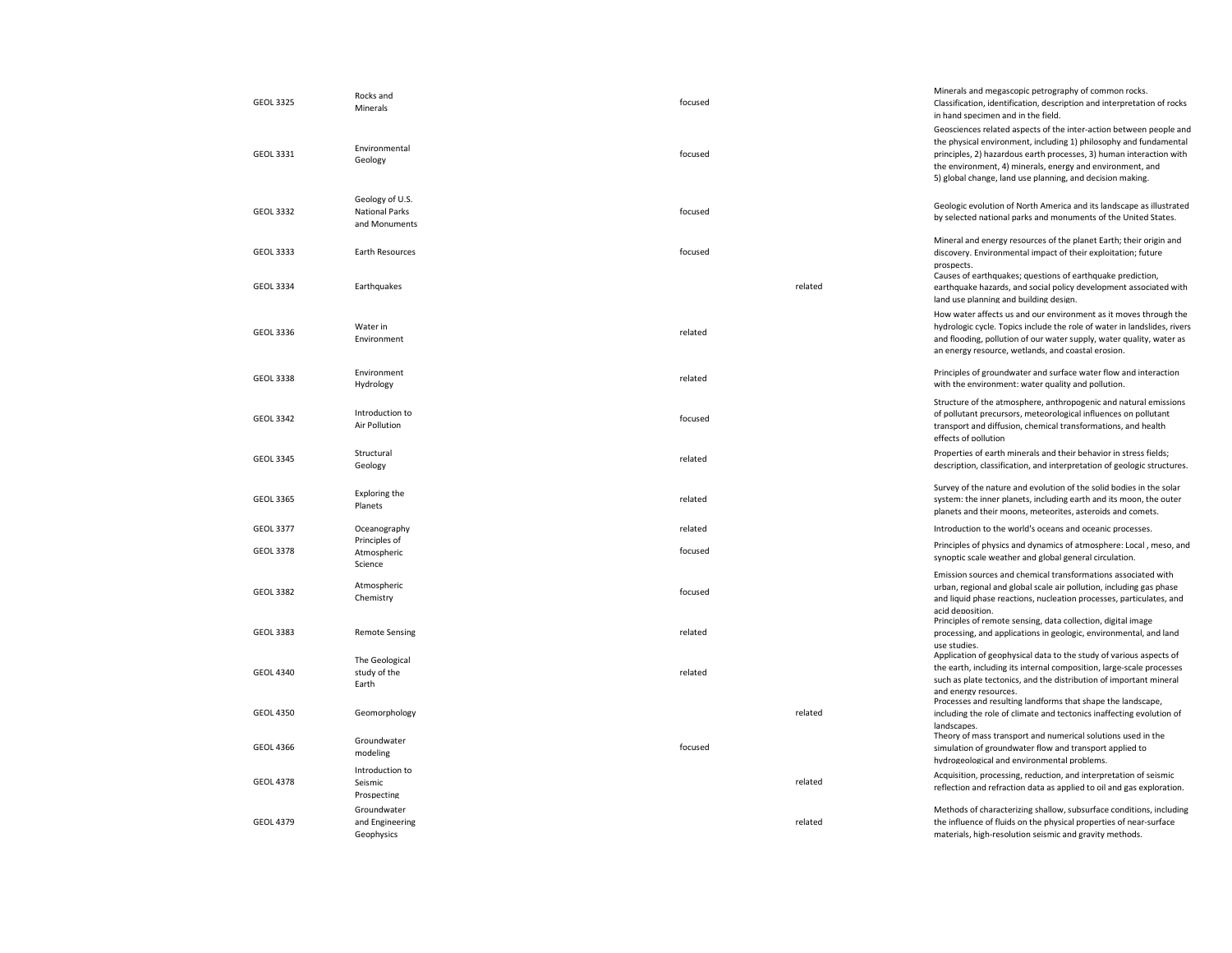| | | | | |
|---|---|---|---|---|
| GEOL 3325 | Rocks and Minerals | focused | | Minerals and megascopic petrography of common rocks. Classification, identification, description and interpretation of rocks in hand specimen and in the field. |
| GEOL 3331 | Environmental Geology | focused | | Geosciences related aspects of the inter-action between people and the physical environment, including 1) philosophy and fundamental principles, 2) hazardous earth processes, 3) human interaction with the environment, 4) minerals, energy and environment, and 5) global change, land use planning, and decision making. |
| GEOL 3332 | Geology of U.S. National Parks and Monuments | focused | | Geologic evolution of North America and its landscape as illustrated by selected national parks and monuments of the United States. |
| GEOL 3333 | Earth Resources | focused | | Mineral and energy resources of the planet Earth; their origin and discovery. Environmental impact of their exploitation; future prospects. |
| GEOL 3334 | Earthquakes | | related | Causes of earthquakes; questions of earthquake prediction, earthquake hazards, and social policy development associated with land use planning and building design. |
| GEOL 3336 | Water in Environment | related | | How water affects us and our environment as it moves through the hydrologic cycle. Topics include the role of water in landslides, rivers and flooding, pollution of our water supply, water quality, water as an energy resource, wetlands, and coastal erosion. |
| GEOL 3338 | Environment Hydrology | related | | Principles of groundwater and surface water flow and interaction with the environment: water quality and pollution. |
| GEOL 3342 | Introduction to Air Pollution | focused | | Structure of the atmosphere, anthropogenic and natural emissions of pollutant precursors, meteorological influences on pollutant transport and diffusion, chemical transformations, and health effects of pollution |
| GEOL 3345 | Structural Geology | related | | Properties of earth minerals and their behavior in stress fields; description, classification, and interpretation of geologic structures. |
| GEOL 3365 | Exploring the Planets | related | | Survey of the nature and evolution of the solid bodies in the solar system: the inner planets, including earth and its moon, the outer planets and their moons, meteorites, asteroids and comets. |
| GEOL 3377 | Oceanography | related | | Introduction to the world's oceans and oceanic processes. |
| GEOL 3378 | Principles of Atmospheric Science | focused | | Principles of physics and dynamics of atmosphere: Local , meso, and synoptic scale weather and global general circulation. |
| GEOL 3382 | Atmospheric Chemistry | focused | | Emission sources and chemical transformations associated with urban, regional and global scale air pollution, including gas phase and liquid phase reactions, nucleation processes, particulates, and acid deposition. |
| GEOL 3383 | Remote Sensing | related | | Principles of remote sensing, data collection, digital image processing, and applications in geologic, environmental, and land use studies. |
| GEOL 4340 | The Geological study of the Earth | related | | Application of geophysical data to the study of various aspects of the earth, including its internal composition, large-scale processes such as plate tectonics, and the distribution of important mineral and energy resources. |
| GEOL 4350 | Geomorphology | | related | Processes and resulting landforms that shape the landscape, including the role of climate and tectonics inaffecting evolution of landscapes. |
| GEOL 4366 | Groundwater modeling | focused | | Theory of mass transport and numerical solutions used in the simulation of groundwater flow and transport applied to hydrogeological and environmental problems. |
| GEOL 4378 | Introduction to Seismic Prospecting | | related | Acquisition, processing, reduction, and interpretation of seismic reflection and refraction data as applied to oil and gas exploration. |
| GEOL 4379 | Groundwater and Engineering Geophysics | | related | Methods of characterizing shallow, subsurface conditions, including the influence of fluids on the physical properties of near-surface materials, high-resolution seismic and gravity methods. |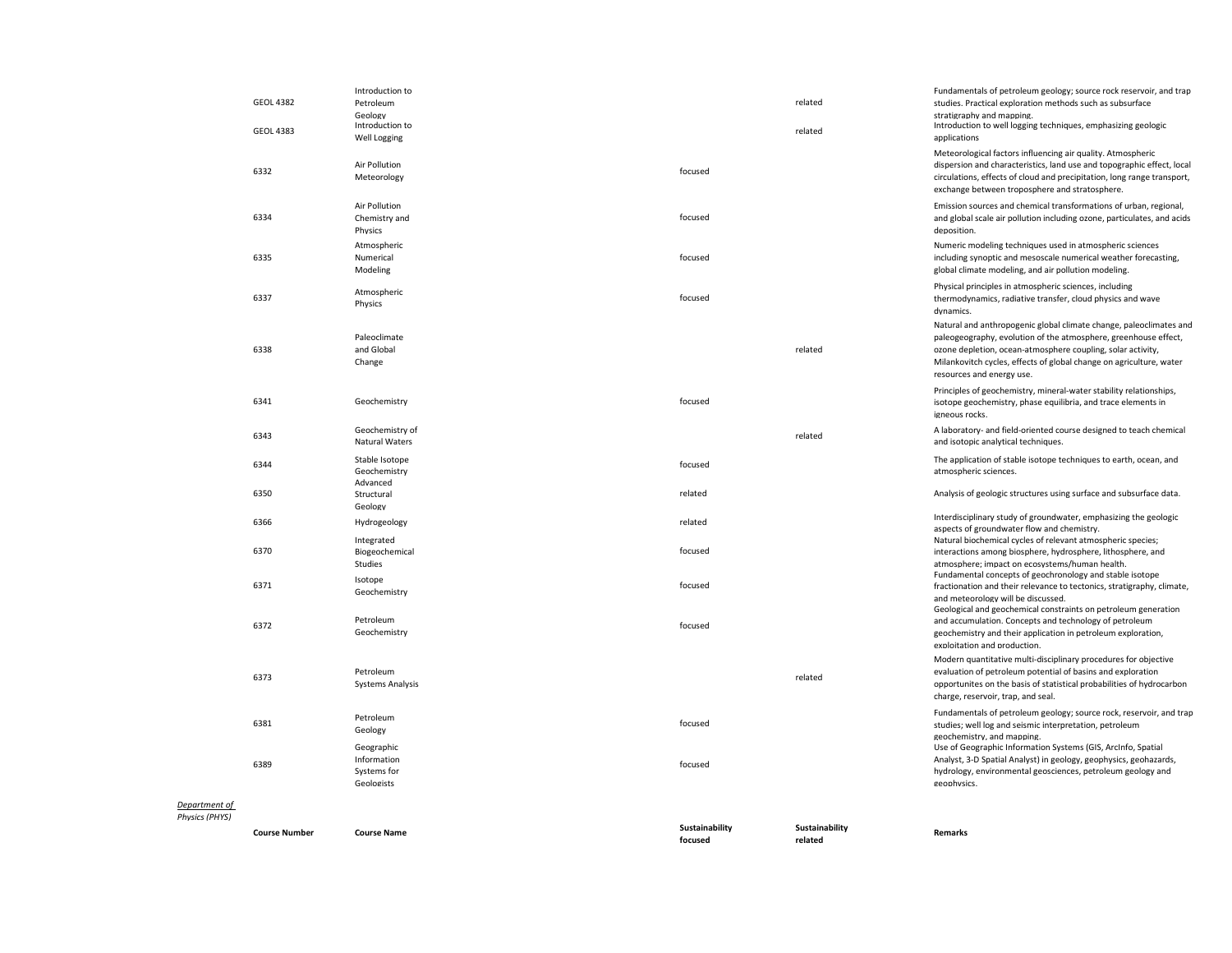| Course Number | Course Name | Sustainability focused | Sustainability related | Remarks |
|---|---|---|---|---|
| GEOL 4382 | Introduction to Petroleum Geology | | related | Fundamentals of petroleum geology; source rock reservoir, and trap studies. Practical exploration methods such as subsurface stratigraphy and mapping. |
| GEOL 4383 | Introduction to Well Logging | | related | Introduction to well logging techniques, emphasizing geologic applications |
| 6332 | Air Pollution Meteorology | focused | | Meteorological factors influencing air quality. Atmospheric dispersion and characteristics, land use and topographic effect, local circulations, effects of cloud and precipitation, long range transport, exchange between troposphere and stratosphere. |
| 6334 | Air Pollution Chemistry and Physics | focused | | Emission sources and chemical transformations of urban, regional, and global scale air pollution including ozone, particulates, and acids deposition. |
| 6335 | Atmospheric Numerical Modeling | focused | | Numeric modeling techniques used in atmospheric sciences including synoptic and mesoscale numerical weather forecasting, global climate modeling, and air pollution modeling. |
| 6337 | Atmospheric Physics | focused | | Physical principles in atmospheric sciences, including thermodynamics, radiative transfer, cloud physics and wave dynamics. |
| 6338 | Paleoclimate and Global Change | | related | Natural and anthropogenic global climate change, paleoclimates and paleogeography, evolution of the atmosphere, greenhouse effect, ozone depletion, ocean-atmosphere coupling, solar activity, Milankovitch cycles, effects of global change on agriculture, water resources and energy use. |
| 6341 | Geochemistry | focused | | Principles of geochemistry, mineral-water stability relationships, isotope geochemistry, phase equilibria, and trace elements in igneous rocks. |
| 6343 | Geochemistry of Natural Waters | | related | A laboratory- and field-oriented course designed to teach chemical and isotopic analytical techniques. |
| 6344 | Stable Isotope Geochemistry | focused | | The application of stable isotope techniques to earth, ocean, and atmospheric sciences. |
| 6350 | Advanced Structural Geology | related | | Analysis of geologic structures using surface and subsurface data. |
| 6366 | Hydrogeology | related | | Interdisciplinary study of groundwater, emphasizing the geologic aspects of groundwater flow and chemistry. |
| 6370 | Integrated Biogeochemical Studies | focused | | Natural biochemical cycles of relevant atmospheric species; interactions among biosphere, hydrosphere, lithosphere, and atmosphere; impact on ecosystems/human health. |
| 6371 | Isotope Geochemistry | focused | | Fundamental concepts of geochronology and stable isotope fractionation and their relevance to tectonics, stratigraphy, climate, and meteorology will be discussed. |
| 6372 | Petroleum Geochemistry | focused | | Geological and geochemical constraints on petroleum generation and accumulation. Concepts and technology of petroleum geochemistry and their application in petroleum exploration, exploitation and production. |
| 6373 | Petroleum Systems Analysis | | related | Modern quantitative multi-disciplinary procedures for objective evaluation of petroleum potential of basins and exploration opportunites on the basis of statistical probabilities of hydrocarbon charge, reservoir, trap, and seal. |
| 6381 | Petroleum Geology | focused | | Fundamentals of petroleum geology; source rock, reservoir, and trap studies; well log and seismic interpretation, petroleum geochemistry, and mapping. |
| 6389 | Geographic Information Systems for Geologists | focused | | Use of Geographic Information Systems (GIS, ArcInfo, Spatial Analyst, 3-D Spatial Analyst) in geology, geophysics, geohazards, hydrology, environmental geosciences, petroleum geology and geophysics. |

*Department of Physics (PHYS)*

| Course Number | Course Name | Sustainability focused | Sustainability related | Remarks |
|---|---|---|---|---|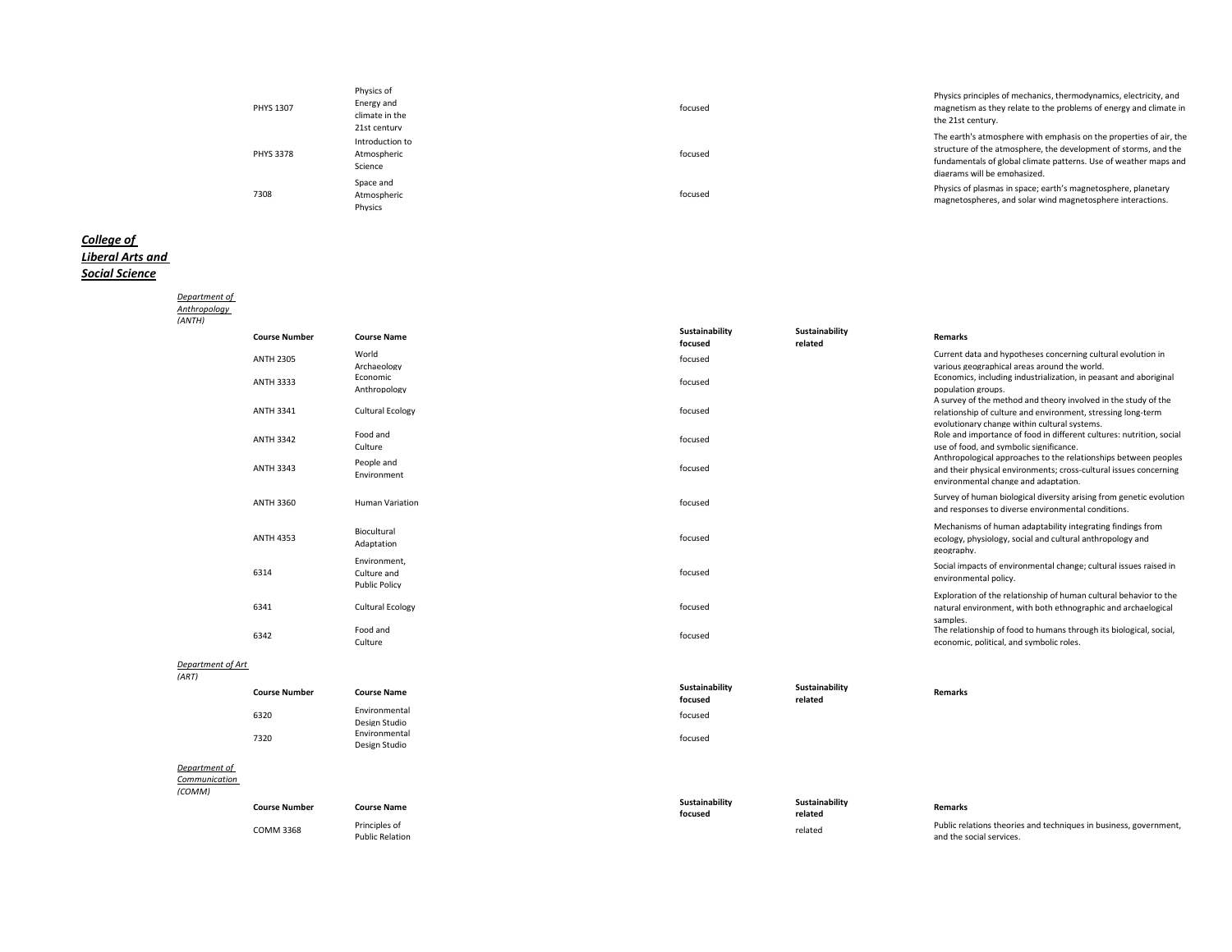| Course Number | Course Name | Sustainability focused | Sustainability related | Remarks |
|---|---|---|---|---|
| PHYS 1307 | Physics of Energy and climate in the 21st century | focused | | Physics principles of mechanics, thermodynamics, electricity, and magnetism as they relate to the problems of energy and climate in the 21st century. |
| PHYS 3378 | Introduction to Atmospheric Science | focused | | The earth's atmosphere with emphasis on the properties of air, the structure of the atmosphere, the development of storms, and the fundamentals of global climate patterns. Use of weather maps and diagrams will be emphasized. |
| 7308 | Space and Atmospheric Physics | focused | | Physics of plasmas in space; earth's magnetosphere, planetary magnetospheres, and solar wind magnetosphere interactions. |

## ***College of Liberal Arts and Social Science***

### *Department of Anthropology (ANTH)*

| Course Number | Course Name | Sustainability focused | Sustainability related | Remarks |
|---|---|---|---|---|
| ANTH 2305 | World Archaeology | focused | | Current data and hypotheses concerning cultural evolution in various geographical areas around the world. |
| ANTH 3333 | Economic Anthropology | focused | | Economics, including industrialization, in peasant and aboriginal population groups. |
| ANTH 3341 | Cultural Ecology | focused | | A survey of the method and theory involved in the study of the relationship of culture and environment, stressing long-term evolutionary change within cultural systems. |
| ANTH 3342 | Food and Culture | focused | | Role and importance of food in different cultures: nutrition, social use of food, and symbolic significance. |
| ANTH 3343 | People and Environment | focused | | Anthropological approaches to the relationships between peoples and their physical environments; cross-cultural issues concerning environmental change and adaptation. |
| ANTH 3360 | Human Variation | focused | | Survey of human biological diversity arising from genetic evolution and responses to diverse environmental conditions. |
| ANTH 4353 | Biocultural Adaptation | focused | | Mechanisms of human adaptability integrating findings from ecology, physiology, social and cultural anthropology and geography. |
| 6314 | Environment, Culture and Public Policy | focused | | Social impacts of environmental change; cultural issues raised in environmental policy. |
| 6341 | Cultural Ecology | focused | | Exploration of the relationship of human cultural behavior to the natural environment, with both ethnographic and archaeological samples. |
| 6342 | Food and Culture | focused | | The relationship of food to humans through its biological, social, economic, political, and symbolic roles. |

### *Department of Art (ART)*

| Course Number | Course Name | Sustainability focused | Sustainability related | Remarks |
|---|---|---|---|---|
| 6320 | Environmental Design Studio | focused | | |
| 7320 | Environmental Design Studio | focused | | |

### *Department of Communication (COMM)*

| Course Number | Course Name | Sustainability focused | Sustainability related | Remarks |
|---|---|---|---|---|
| COMM 3368 | Principles of Public Relation | | related | Public relations theories and techniques in business, government, and the social services. |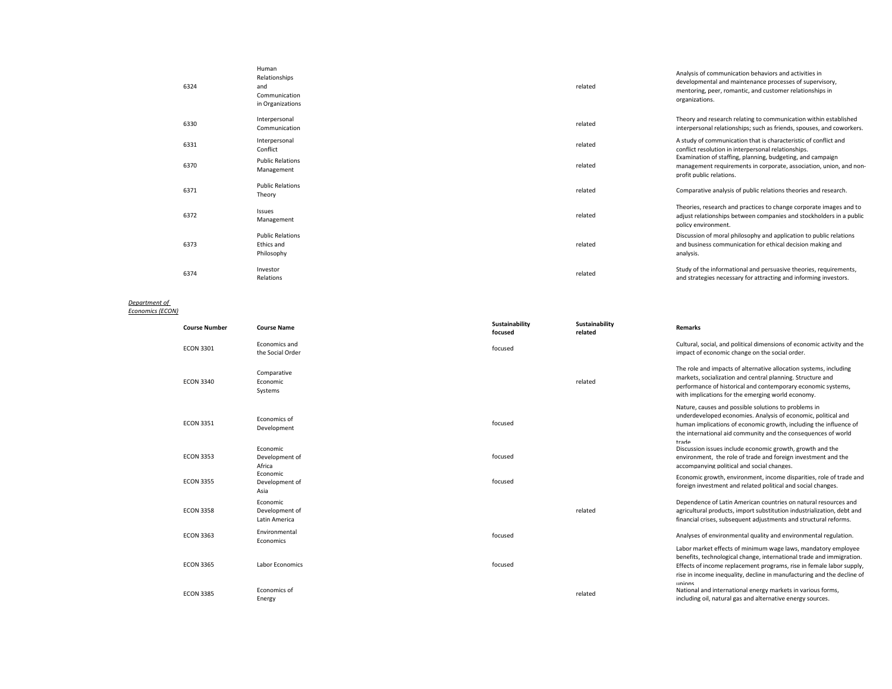| Course Number | Course Name | Sustainability focused | Sustainability related | Remarks |
|---|---|---|---|---|
| 6324 | Human Relationships and Communication in Organizations | | related | Analysis of communication behaviors and activities in developmental and maintenance processes of supervisory, mentoring, peer, romantic, and customer relationships in organizations. |
| 6330 | Interpersonal Communication | | related | Theory and research relating to communication within established interpersonal relationships; such as friends, spouses, and coworkers. |
| 6331 | Interpersonal Conflict | | related | A study of communication that is characteristic of conflict and conflict resolution in interpersonal relationships. |
| 6370 | Public Relations Management | | related | Examination of staffing, planning, budgeting, and campaign management requirements in corporate, association, union, and non-profit public relations. |
| 6371 | Public Relations Theory | | related | Comparative analysis of public relations theories and research. |
| 6372 | Issues Management | | related | Theories, research and practices to change corporate images and to adjust relationships between companies and stockholders in a public policy environment. |
| 6373 | Public Relations Ethics and Philosophy | | related | Discussion of moral philosophy and application to public relations and business communication for ethical decision making and analysis. |
| 6374 | Investor Relations | | related | Study of the informational and persuasive theories, requirements, and strategies necessary for attracting and informing investors. |

*Department of Economics (ECON)*

| Course Number | Course Name | Sustainability focused | Sustainability related | Remarks |
|---|---|---|---|---|
| ECON 3301 | Economics and the Social Order | focused | | Cultural, social, and political dimensions of economic activity and the impact of economic change on the social order. |
| ECON 3340 | Comparative Economic Systems | | related | The role and impacts of alternative allocation systems, including markets, socialization and central planning. Structure and performance of historical and contemporary economic systems, with implications for the emerging world economy. |
| ECON 3351 | Economics of Development | focused | | Nature, causes and possible solutions to problems in underdeveloped economies. Analysis of economic, political and human implications of economic growth, including the influence of the international aid community and the consequences of world trade. |
| ECON 3353 | Economic Development of Africa | focused | | Discussion issues include economic growth, growth and the environment, the role of trade and foreign investment and the accompanying political and social changes. |
| ECON 3355 | Economic Development of Asia | focused | | Economic growth, environment, income disparities, role of trade and foreign investment and related political and social changes. |
| ECON 3358 | Economic Development of Latin America | | related | Dependence of Latin American countries on natural resources and agricultural products, import substitution industrialization, debt and financial crises, subsequent adjustments and structural reforms. |
| ECON 3363 | Environmental Economics | focused | | Analyses of environmental quality and environmental regulation. |
| ECON 3365 | Labor Economics | focused | | Labor market effects of minimum wage laws, mandatory employee benefits, technological change, international trade and immigration. Effects of income replacement programs, rise in female labor supply, rise in income inequality, decline in manufacturing and the decline of unions. |
| ECON 3385 | Economics of Energy | | related | National and international energy markets in various forms, including oil, natural gas and alternative energy sources. |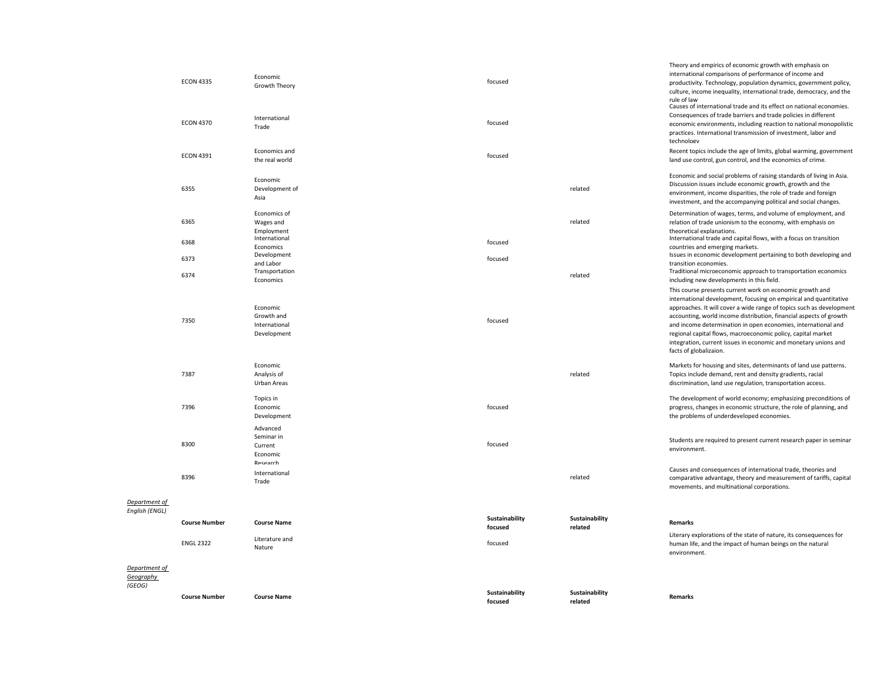| | Course Number | Course Name | Sustainability focused | Sustainability related | Remarks |
|---|---|---|---|---|---|
| | ECON 4335 | Economic Growth Theory | focused | | Theory and empirics of economic growth with emphasis on international comparisons of performance of income and productivity. Technology, population dynamics, government policy, culture, income inequality, international trade, democracy, and the rule of law |
| | ECON 4370 | International Trade | focused | | Causes of international trade and its effect on national economies. Consequences of trade barriers and trade policies in different economic environments, including reaction to national monopolistic practices. International transmission of investment, labor and technoloev |
| | ECON 4391 | Economics and the real world | focused | | Recent topics include the age of limits, global warming, government land use control, gun control, and the economics of crime. |
| | 6355 | Economic Development of Asia | | related | Economic and social problems of raising standards of living in Asia. Discussion issues include economic growth, growth and the environment, income disparities, the role of trade and foreign investment, and the accompanying political and social changes. |
| | 6365 | Economics of Wages and Employment | | related | Determination of wages, terms, and volume of employment, and relation of trade unionism to the economy, with emphasis on theoretical explanations. |
| | 6368 | International Economics | focused | | International trade and capital flows, with a focus on transition countries and emerging markets. |
| | 6373 | Development and Labor | focused | | Issues in economic development pertaining to both developing and transition economies. |
| | 6374 | Transportation Economics | | related | Traditional microeconomic approach to transportation economics including new developments in this field. |
| | 7350 | Economic Growth and International Development | focused | | This course presents current work on economic growth and international development, focusing on empirical and quantitative approaches. It will cover a wide range of topics such as development accounting, world income distribution, financial aspects of growth and income determination in open economies, international and regional capital flows, macroeconomic policy, capital market integration, current issues in economic and monetary unions and facts of globalizaion. |
| | 7387 | Economic Analysis of Urban Areas | | related | Markets for housing and sites, determinants of land use patterns. Topics include demand, rent and density gradients, racial discrimination, land use regulation, transportation access. |
| | 7396 | Topics in Economic Development | focused | | The development of world economy; emphasizing preconditions of progress, changes in economic structure, the role of planning, and the problems of underdeveloped economies. |
| | 8300 | Advanced Seminar in Current Economic Research | focused | | Students are required to present current research paper in seminar environment. |
| | 8396 | International Trade | | related | Causes and consequences of international trade, theories and comparative advantage, theory and measurement of tariffs, capital movements, and multinational corporations. |

| *Department of English (ENGL)* | Course Number | Course Name | Sustainability focused | Sustainability related | Remarks |
|---|---|---|---|---|---|
| | ENGL 2322 | Literature and Nature | focused | | Literary explorations of the state of nature, its consequences for human life, and the impact of human beings on the natural environment. |

| *Department of Geography (GEOG)* | Course Number | Course Name | Sustainability focused | Sustainability related | Remarks |
|---|---|---|---|---|---|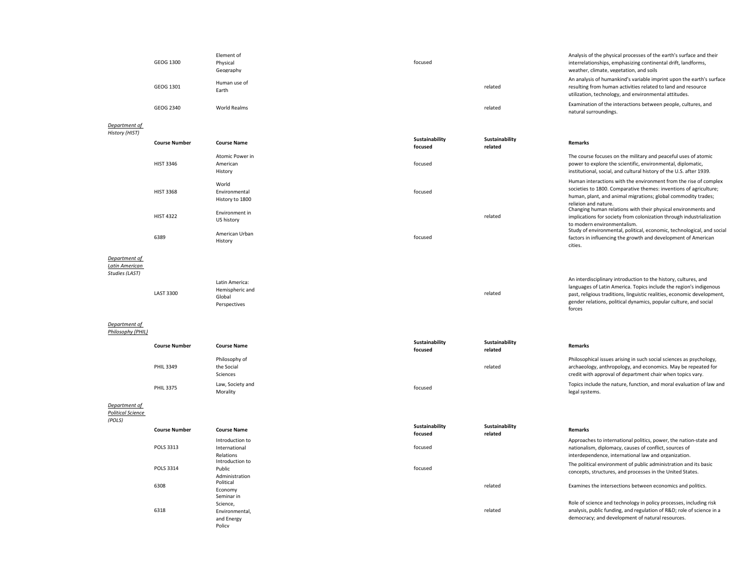| | Course Number | Course Name | Sustainability focused | Sustainability related | Remarks |
|---|---|---|---|---|---|
| | GEOG 1300 | Element of Physical Geography | focused | | Analysis of the physical processes of the earth's surface and their interrelationships, emphasizing continental drift, landforms, weather, climate, vegetation, and soils |
| | GEOG 1301 | Human use of Earth | | related | An analysis of humankind's variable imprint upon the earth's surface resulting from human activities related to land and resource utilization, technology, and environmental attitudes. |
| | GEOG 2340 | World Realms | | related | Examination of the interactions between people, cultures, and natural surroundings. |

*Department of History (HIST)*

| | Course Number | Course Name | Sustainability focused | Sustainability related | Remarks |
|---|---|---|---|---|---|
| | HIST 3346 | Atomic Power in American History | focused | | The course focuses on the military and peaceful uses of atomic power to explore the scientific, environmental, diplomatic, institutional, social, and cultural history of the U.S. after 1939. |
| | HIST 3368 | World Environmental History to 1800 | focused | | Human interactions with the environment from the rise of complex societies to 1800. Comparative themes: inventions of agriculture; human, plant, and animal migrations; global commodity trades; religion and nature. |
| | HIST 4322 | Environment in US history | | related | Changing human relations with their physical environments and implications for society from colonization through industrialization to modern environmentalism. |
| | 6389 | American Urban History | focused | | Study of environmental, political, economic, technological, and social factors in influencing the growth and development of American cities. |

*Department of Latin American Studies (LAST)*

| | Course Number | Course Name | Sustainability focused | Sustainability related | Remarks |
|---|---|---|---|---|---|
| | LAST 3300 | Latin America: Hemispheric and Global Perspectives | | related | An interdisciplinary introduction to the history, cultures, and languages of Latin America. Topics include the region's indigenous past, religious traditions, linguistic realities, economic development, gender relations, political dynamics, popular culture, and social forces |

*Department of Philosophy (PHIL)*

| | Course Number | Course Name | Sustainability focused | Sustainability related | Remarks |
|---|---|---|---|---|---|
| | PHIL 3349 | Philosophy of the Social Sciences | | related | Philosophical issues arising in such social sciences as psychology, archaeology, anthropology, and economics. May be repeated for credit with approval of department chair when topics vary. |
| | PHIL 3375 | Law, Society and Morality | focused | | Topics include the nature, function, and moral evaluation of law and legal systems. |

*Department of Political Science (POLS)*

| | Course Number | Course Name | Sustainability focused | Sustainability related | Remarks |
|---|---|---|---|---|---|
| | POLS 3313 | Introduction to International Relations | focused | | Approaches to international politics, power, the nation-state and nationalism, diplomacy, causes of conflict, sources of interdependence, international law and organization. |
| | POLS 3314 | Introduction to Public Administration | focused | | The political environment of public administration and its basic concepts, structures, and processes in the United States. |
| | 6308 | Political Economy | | related | Examines the intersections between economics and politics. |
| | 6318 | Seminar in Science, Environmental, and Energy Policy | | related | Role of science and technology in policy processes, including risk analysis, public funding, and regulation of R&D; role of science in a democracy; and development of natural resources. |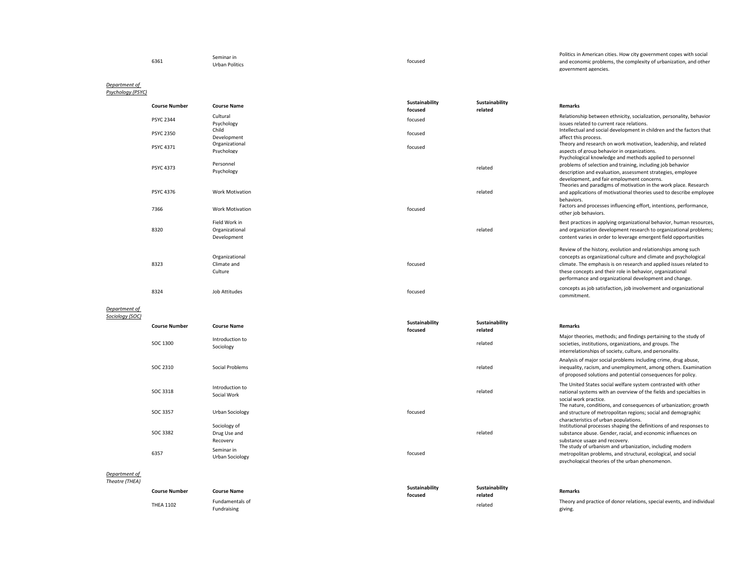| Course Number | Course Name | Sustainability focused | Sustainability related | Remarks |
|---|---|---|---|---|
| 6361 | Seminar in Urban Politics | focused | | Politics in American cities. How city government copes with social and economic problems, the complexity of urbanization, and other government agencies. |

*Department of Psychology (PSYC)*

| Course Number | Course Name | Sustainability focused | Sustainability related | Remarks |
|---|---|---|---|---|
| PSYC 2344 | Cultural Psychology | focused | | Relationship between ethnicity, socialization, personality, behavior issues related to current race relations. |
| PSYC 2350 | Child Development | focused | | Intellectual and social development in children and the factors that affect this process. |
| PSYC 4371 | Organizational Psychology | focused | | Theory and research on work motivation, leadership, and related aspects of group behavior in organizations. |
| PSYC 4373 | Personnel Psychology | | related | Psychological knowledge and methods applied to personnel problems of selection and training, including job behavior description and evaluation, assessment strategies, employee development, and fair employment concerns. |
| PSYC 4376 | Work Motivation | | related | Theories and paradigms of motivation in the work place. Research and applications of motivational theories used to describe employee behaviors. |
| 7366 | Work Motivation | focused | | Factors and processes influencing effort, intentions, performance, other job behaviors. |
| 8320 | Field Work in Organizational Development | | related | Best practices in applying organizational behavior, human resources, and organization development research to organizational problems; content varies in order to leverage emergent field opportunities |
| 8323 | Organizational Climate and Culture | focused | | Review of the history, evolution and relationships among such concepts as organizational culture and climate and psychological climate. The emphasis is on research and applied issues related to these concepts and their role in behavior, organizational performance and organizational development and change. |
| 8324 | Job Attitudes | focused | | concepts as job satisfaction, job involvement and organizational commitment. |

*Department of Sociology (SOC)*

| Course Number | Course Name | Sustainability focused | Sustainability related | Remarks |
|---|---|---|---|---|
| SOC 1300 | Introduction to Sociology | | related | Major theories, methods; and findings pertaining to the study of societies, institutions, organizations, and groups. The interrelationships of society, culture, and personality. |
| SOC 2310 | Social Problems | | related | Analysis of major social problems including crime, drug abuse, inequality, racism, and unemployment, among others. Examination of proposed solutions and potential consequences for policy. |
| SOC 3318 | Introduction to Social Work | | related | The United States social welfare system contrasted with other national systems with an overview of the fields and specialties in social work practice. |
| SOC 3357 | Urban Sociology | focused | | The nature, conditions, and consequences of urbanization; growth and structure of metropolitan regions; social and demographic characteristics of urban populations. |
| SOC 3382 | Sociology of Drug Use and Recovery | | related | Institutional processes shaping the definitions of and responses to substance abuse. Gender, racial, and economic influences on substance usage and recovery. |
| 6357 | Seminar in Urban Sociology | focused | | The study of urbanism and urbanization, including modern metropolitan problems, and structural, ecological, and social psychological theories of the urban phenomenon. |

*Department of Theatre (THEA)*

| Course Number | Course Name | Sustainability focused | Sustainability related | Remarks |
|---|---|---|---|---|
| THEA 1102 | Fundamentals of Fundraising | | related | Theory and practice of donor relations, special events, and individual giving. |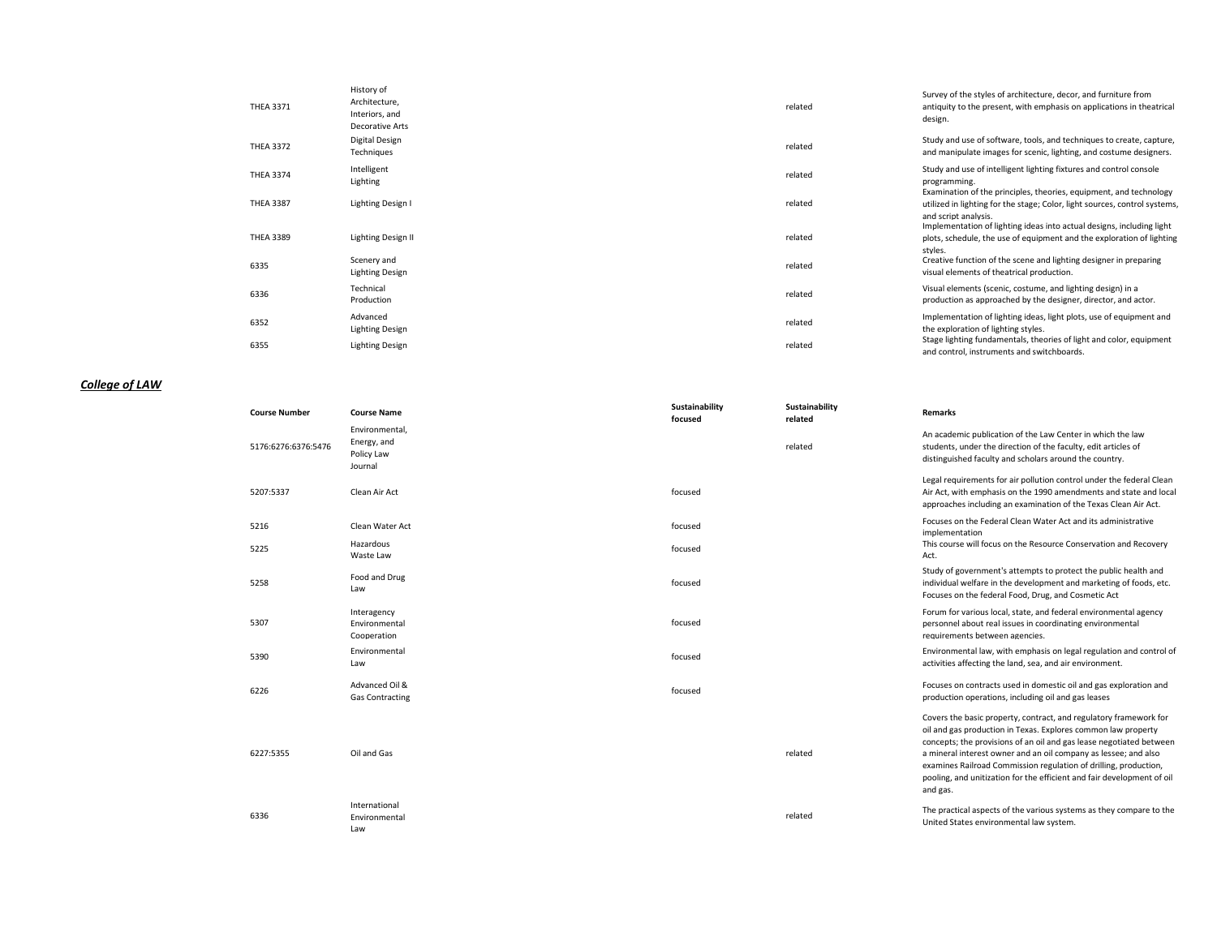| Course Number | Course Name | Sustainability focused | Sustainability related | Remarks |
|---|---|---|---|---|
| THEA 3371 | History of Architecture, Interiors, and Decorative Arts | | related | Survey of the styles of architecture, decor, and furniture from antiquity to the present, with emphasis on applications in theatrical design. |
| THEA 3372 | Digital Design Techniques | | related | Study and use of software, tools, and techniques to create, capture, and manipulate images for scenic, lighting, and costume designers. |
| THEA 3374 | Intelligent Lighting | | related | Study and use of intelligent lighting fixtures and control console programming. |
| THEA 3387 | Lighting Design I | | related | Examination of the principles, theories, equipment, and technology utilized in lighting for the stage; Color, light sources, control systems, and script analysis. |
| THEA 3389 | Lighting Design II | | related | Implementation of lighting ideas into actual designs, including light plots, schedule, the use of equipment and the exploration of lighting styles. |
| 6335 | Scenery and Lighting Design | | related | Creative function of the scene and lighting designer in preparing visual elements of theatrical production. |
| 6336 | Technical Production | | related | Visual elements (scenic, costume, and lighting design) in a production as approached by the designer, director, and actor. |
| 6352 | Advanced Lighting Design | | related | Implementation of lighting ideas, light plots, use of equipment and the exploration of lighting styles. |
| 6355 | Lighting Design | | related | Stage lighting fundamentals, theories of light and color, equipment and control, instruments and switchboards. |

***College of LAW***

| Course Number | Course Name | Sustainability focused | Sustainability related | Remarks |
|---|---|---|---|---|
| 5176:6276:6376:5476 | Environmental, Energy, and Policy Law Journal | | related | An academic publication of the Law Center in which the law students, under the direction of the faculty, edit articles of distinguished faculty and scholars around the country. |
| 5207:5337 | Clean Air Act | focused | | Legal requirements for air pollution control under the federal Clean Air Act, with emphasis on the 1990 amendments and state and local approaches including an examination of the Texas Clean Air Act. |
| 5216 | Clean Water Act | focused | | Focuses on the Federal Clean Water Act and its administrative implementation |
| 5225 | Hazardous Waste Law | focused | | This course will focus on the Resource Conservation and Recovery Act. |
| 5258 | Food and Drug Law | focused | | Study of government's attempts to protect the public health and individual welfare in the development and marketing of foods, etc. Focuses on the federal Food, Drug, and Cosmetic Act |
| 5307 | Interagency Environmental Cooperation | focused | | Forum for various local, state, and federal environmental agency personnel about real issues in coordinating environmental requirements between agencies. |
| 5390 | Environmental Law | focused | | Environmental law, with emphasis on legal regulation and control of activities affecting the land, sea, and air environment. |
| 6226 | Advanced Oil & Gas Contracting | focused | | Focuses on contracts used in domestic oil and gas exploration and production operations, including oil and gas leases |
| 6227:5355 | Oil and Gas | | related | Covers the basic property, contract, and regulatory framework for oil and gas production in Texas. Explores common law property concepts; the provisions of an oil and gas lease negotiated between a mineral interest owner and an oil company as lessee; and also examines Railroad Commission regulation of drilling, production, pooling, and unitization for the efficient and fair development of oil and gas. |
| 6336 | International Environmental Law | | related | The practical aspects of the various systems as they compare to the United States environmental law system. |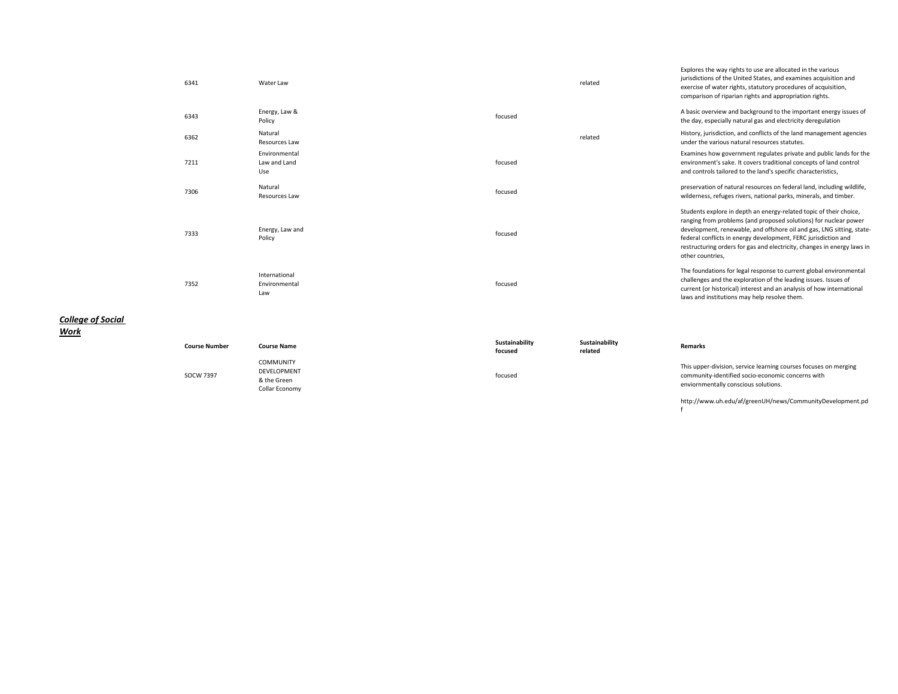| | | | | |
|---|---|---|---|---|
| 6341 | Water Law | | related | Explores the way rights to use are allocated in the various jurisdictions of the United States, and examines acquisition and exercise of water rights, statutory procedures of acquisition, comparison of riparian rights and appropriation rights. |
| 6343 | Energy, Law & Policy | focused | | A basic overview and background to the important energy issues of the day, especially natural gas and electricity deregulation |
| 6362 | Natural Resources Law | | related | History, jurisdiction, and conflicts of the land management agencies under the various natural resources statutes. |
| 7211 | Environmental Law and Land Use | focused | | Examines how government regulates private and public lands for the environment's sake. It covers traditional concepts of land control and controls tailored to the land's specific characteristics, |
| 7306 | Natural Resources Law | focused | | preservation of natural resources on federal land, including wildlife, wilderness, refuges rivers, national parks, minerals, and timber. |
| 7333 | Energy, Law and Policy | focused | | Students explore in depth an energy-related topic of their choice, ranging from problems (and proposed solutions) for nuclear power development, renewable, and offshore oil and gas, LNG sitting, state-federal conflicts in energy development, FERC jurisdiction and restructuring orders for gas and electricity, changes in energy laws in other countries, |
| 7352 | International Environmental Law | focused | | The foundations for legal response to current global environmental challenges and the exploration of the leading issues. Issues of current (or historical) interest and an analysis of how international laws and institutions may help resolve them. |

***College of Social Work***

| Course Number | Course Name | Sustainability focused | Sustainability related | Remarks |
|---|---|---|---|---|
| SOCW 7397 | COMMUNITY DEVELOPMENT & the Green Collar Economy | focused | | This upper-division, service learning courses focuses on merging community-identified socio-economic concerns with enviornmentally conscious solutions. http://www.uh.edu/af/greenUH/news/CommunityDevelopment.pdf |